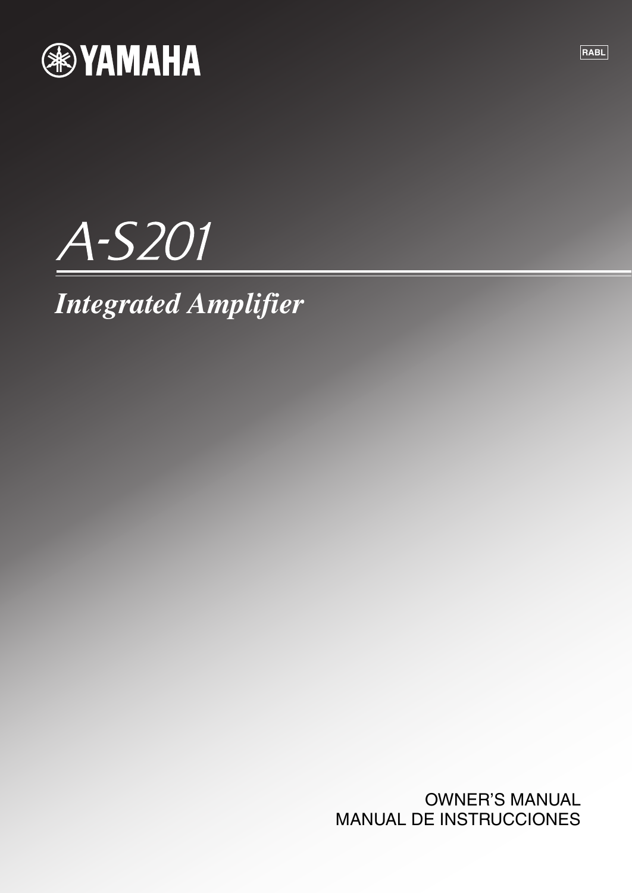YAMAHA

RABL

# A-S201

## *Integrated Amplifier*

OWNER'S MANUAL
MANUAL DE INSTRUCCIONES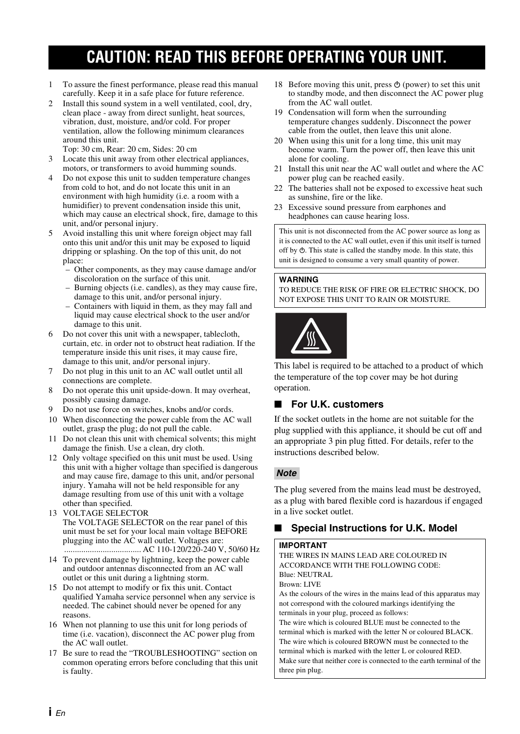# CAUTION: READ THIS BEFORE OPERATING YOUR UNIT.

1. To assure the finest performance, please read this manual carefully. Keep it in a safe place for future reference.
2. Install this sound system in a well ventilated, cool, dry, clean place - away from direct sunlight, heat sources, vibration, dust, moisture, and/or cold. For proper ventilation, allow the following minimum clearances around this unit.
   Top: 30 cm, Rear: 20 cm, Sides: 20 cm
3. Locate this unit away from other electrical appliances, motors, or transformers to avoid humming sounds.
4. Do not expose this unit to sudden temperature changes from cold to hot, and do not locate this unit in an environment with high humidity (i.e. a room with a humidifier) to prevent condensation inside this unit, which may cause an electrical shock, fire, damage to this unit, and/or personal injury.
5. Avoid installing this unit where foreign object may fall onto this unit and/or this unit may be exposed to liquid dripping or splashing. On the top of this unit, do not place:
   - Other components, as they may cause damage and/or discoloration on the surface of this unit.
   - Burning objects (i.e. candles), as they may cause fire, damage to this unit, and/or personal injury.
   - Containers with liquid in them, as they may fall and liquid may cause electrical shock to the user and/or damage to this unit.
6. Do not cover this unit with a newspaper, tablecloth, curtain, etc. in order not to obstruct heat radiation. If the temperature inside this unit rises, it may cause fire, damage to this unit, and/or personal injury.
7. Do not plug in this unit to an AC wall outlet until all connections are complete.
8. Do not operate this unit upside-down. It may overheat, possibly causing damage.
9. Do not use force on switches, knobs and/or cords.
10. When disconnecting the power cable from the AC wall outlet, grasp the plug; do not pull the cable.
11. Do not clean this unit with chemical solvents; this might damage the finish. Use a clean, dry cloth.
12. Only voltage specified on this unit must be used. Using this unit with a higher voltage than specified is dangerous and may cause fire, damage to this unit, and/or personal injury. Yamaha will not be held responsible for any damage resulting from use of this unit with a voltage other than specified.
13. VOLTAGE SELECTOR
    The VOLTAGE SELECTOR on the rear panel of this unit must be set for your local main voltage BEFORE plugging into the AC wall outlet. Voltages are:
    .................................... AC 110-120/220-240 V, 50/60 Hz
14. To prevent damage by lightning, keep the power cable and outdoor antennas disconnected from an AC wall outlet or this unit during a lightning storm.
15. Do not attempt to modify or fix this unit. Contact qualified Yamaha service personnel when any service is needed. The cabinet should never be opened for any reasons.
16. When not planning to use this unit for long periods of time (i.e. vacation), disconnect the AC power plug from the AC wall outlet.
17. Be sure to read the "TROUBLESHOOTING" section on common operating errors before concluding that this unit is faulty.
18. Before moving this unit, press ⏻ (power) to set this unit to standby mode, and then disconnect the AC power plug from the AC wall outlet.
19. Condensation will form when the surrounding temperature changes suddenly. Disconnect the power cable from the outlet, then leave this unit alone.
20. When using this unit for a long time, this unit may become warm. Turn the power off, then leave this unit alone for cooling.
21. Install this unit near the AC wall outlet and where the AC power plug can be reached easily.
22. The batteries shall not be exposed to excessive heat such as sunshine, fire or the like.
23. Excessive sound pressure from earphones and headphones can cause hearing loss.

This unit is not disconnected from the AC power source as long as it is connected to the AC wall outlet, even if this unit itself is turned off by ⏻. This state is called the standby mode. In this state, this unit is designed to consume a very small quantity of power.

**WARNING**
TO REDUCE THE RISK OF FIRE OR ELECTRIC SHOCK, DO NOT EXPOSE THIS UNIT TO RAIN OR MOISTURE.

This label is required to be attached to a product of which the temperature of the top cover may be hot during operation.

## ■ For U.K. customers

If the socket outlets in the home are not suitable for the plug supplied with this appliance, it should be cut off and an appropriate 3 pin plug fitted. For details, refer to the instructions described below.

*Note*

The plug severed from the mains lead must be destroyed, as a plug with bared flexible cord is hazardous if engaged in a live socket outlet.

## ■ Special Instructions for U.K. Model

**IMPORTANT**
THE WIRES IN MAINS LEAD ARE COLOURED IN ACCORDANCE WITH THE FOLLOWING CODE:
Blue: NEUTRAL
Brown: LIVE
As the colours of the wires in the mains lead of this apparatus may not correspond with the coloured markings identifying the terminals in your plug, proceed as follows:
The wire which is coloured BLUE must be connected to the terminal which is marked with the letter N or coloured BLACK.
The wire which is coloured BROWN must be connected to the terminal which is marked with the letter L or coloured RED.
Make sure that neither core is connected to the earth terminal of the three pin plug.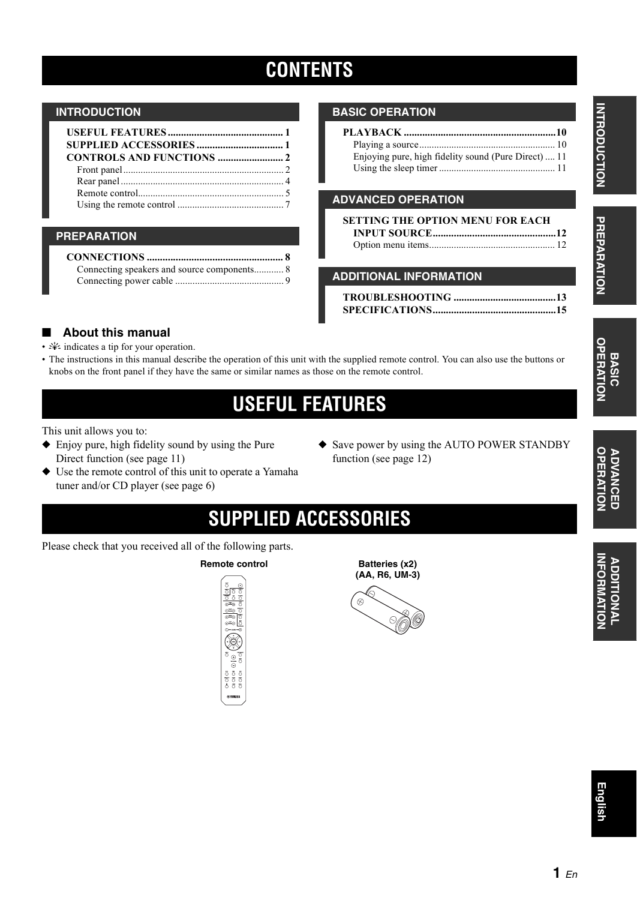# CONTENTS

## INTRODUCTION

**USEFUL FEATURES** ........................................... 1
**SUPPLIED ACCESSORIES** ................................ 1
**CONTROLS AND FUNCTIONS** ......................... 2
- Front panel ................................................................ 2
- Rear panel ................................................................. 4
- Remote control.......................................................... 5
- Using the remote control ........................................... 7

## PREPARATION

**CONNECTIONS** .................................................... 8
- Connecting speakers and source components............ 8
- Connecting power cable ............................................ 9

## BASIC OPERATION

**PLAYBACK** .........................................................10
- Playing a source....................................................... 10
- Enjoying pure, high fidelity sound (Pure Direct) .... 11
- Using the sleep timer ............................................... 11

## ADVANCED OPERATION

**SETTING THE OPTION MENU FOR EACH INPUT SOURCE**...............................................12
- Option menu items................................................... 12

## ADDITIONAL INFORMATION

**TROUBLESHOOTING** .......................................13
**SPECIFICATIONS**...............................................15

### ■ About this manual

- ☀ indicates a tip for your operation.
- The instructions in this manual describe the operation of this unit with the supplied remote control. You can also use the buttons or knobs on the front panel if they have the same or similar names as those on the remote control.

# USEFUL FEATURES

This unit allows you to:

- ◆ Enjoy pure, high fidelity sound by using the Pure Direct function (see page 11)
- ◆ Use the remote control of this unit to operate a Yamaha tuner and/or CD player (see page 6)
- ◆ Save power by using the AUTO POWER STANDBY function (see page 12)

# SUPPLIED ACCESSORIES

Please check that you received all of the following parts.

**Remote control**

**Batteries (x2) (AA, R6, UM-3)**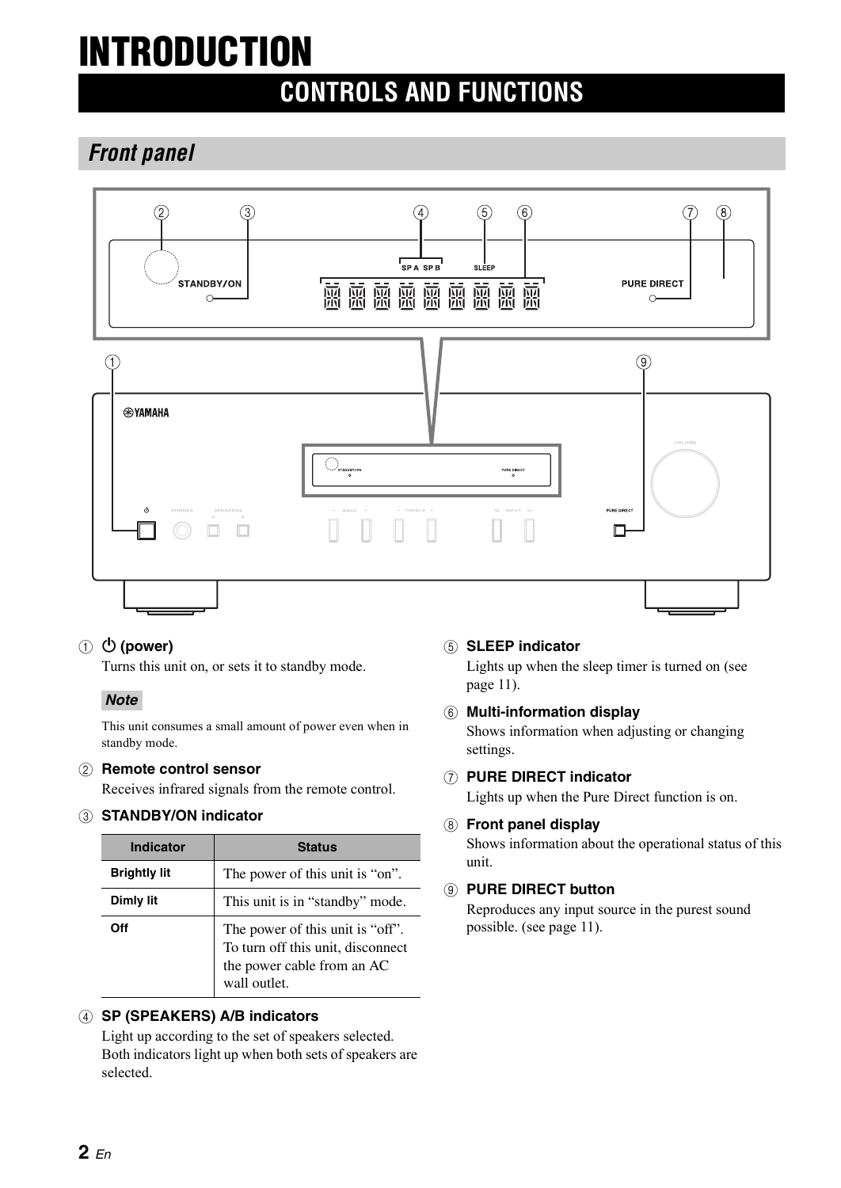# INTRODUCTION

## CONTROLS AND FUNCTIONS

### Front panel

① ⏻ **(power)**
Turns this unit on, or sets it to standby mode.

***Note***

This unit consumes a small amount of power even when in standby mode.

② **Remote control sensor**
Receives infrared signals from the remote control.

③ **STANDBY/ON indicator**

| Indicator | Status |
|---|---|
| **Brightly lit** | The power of this unit is “on”. |
| **Dimly lit** | This unit is in “standby” mode. |
| **Off** | The power of this unit is “off”. To turn off this unit, disconnect the power cable from an AC wall outlet. |

④ **SP (SPEAKERS) A/B indicators**
Light up according to the set of speakers selected. Both indicators light up when both sets of speakers are selected.

⑤ **SLEEP indicator**
Lights up when the sleep timer is turned on (see page 11).

⑥ **Multi-information display**
Shows information when adjusting or changing settings.

⑦ **PURE DIRECT indicator**
Lights up when the Pure Direct function is on.

⑧ **Front panel display**
Shows information about the operational status of this unit.

⑨ **PURE DIRECT button**
Reproduces any input source in the purest sound possible. (see page 11).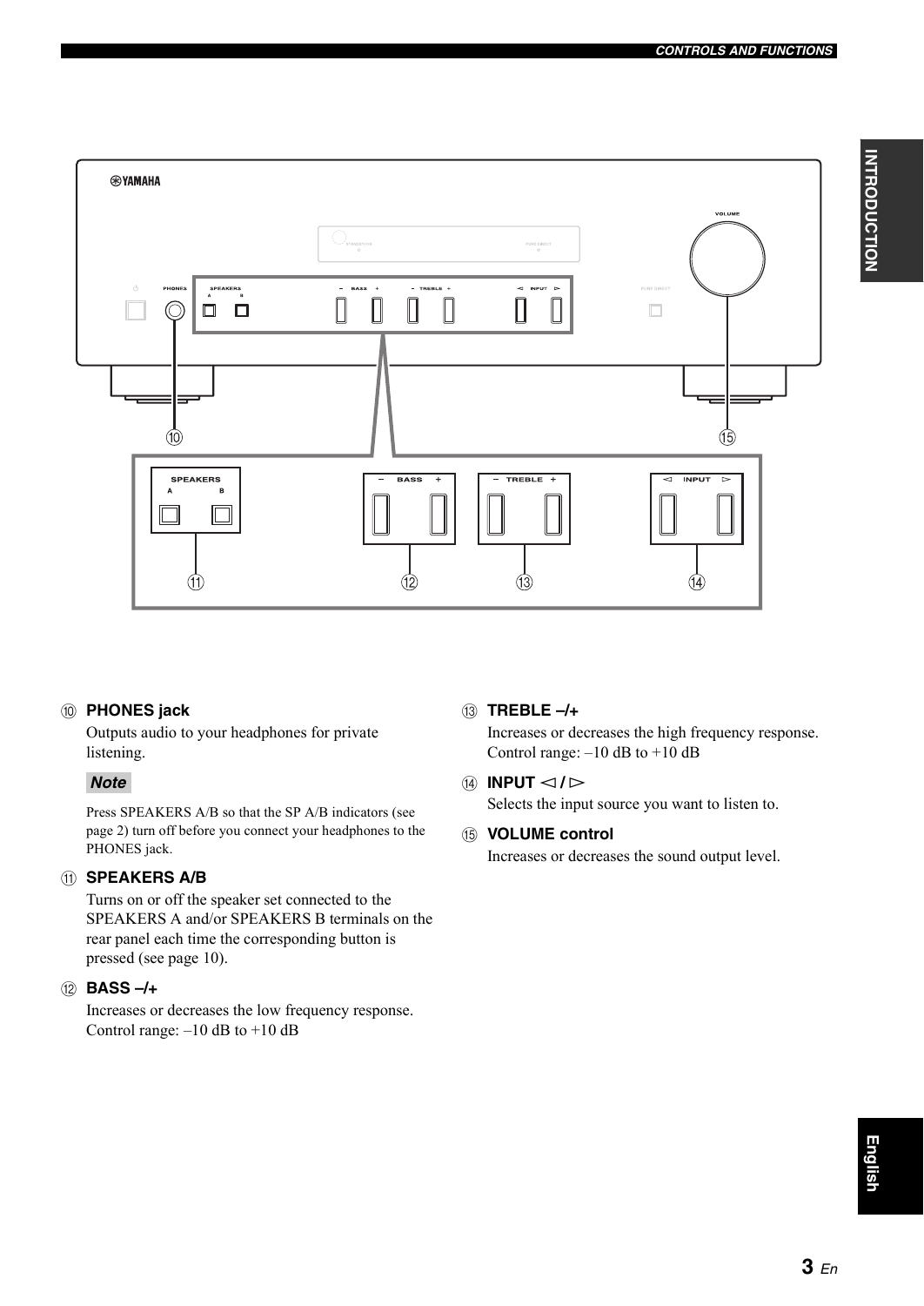⑩ **PHONES jack**

Outputs audio to your headphones for private listening.

***Note***

Press SPEAKERS A/B so that the SP A/B indicators (see page 2) turn off before you connect your headphones to the PHONES jack.

⑪ **SPEAKERS A/B**

Turns on or off the speaker set connected to the SPEAKERS A and/or SPEAKERS B terminals on the rear panel each time the corresponding button is pressed (see page 10).

⑫ **BASS –/+**

Increases or decreases the low frequency response. Control range: –10 dB to +10 dB

⑬ **TREBLE –/+**

Increases or decreases the high frequency response. Control range: –10 dB to +10 dB

⑭ **INPUT ◁ / ▷**

Selects the input source you want to listen to.

⑮ **VOLUME control**

Increases or decreases the sound output level.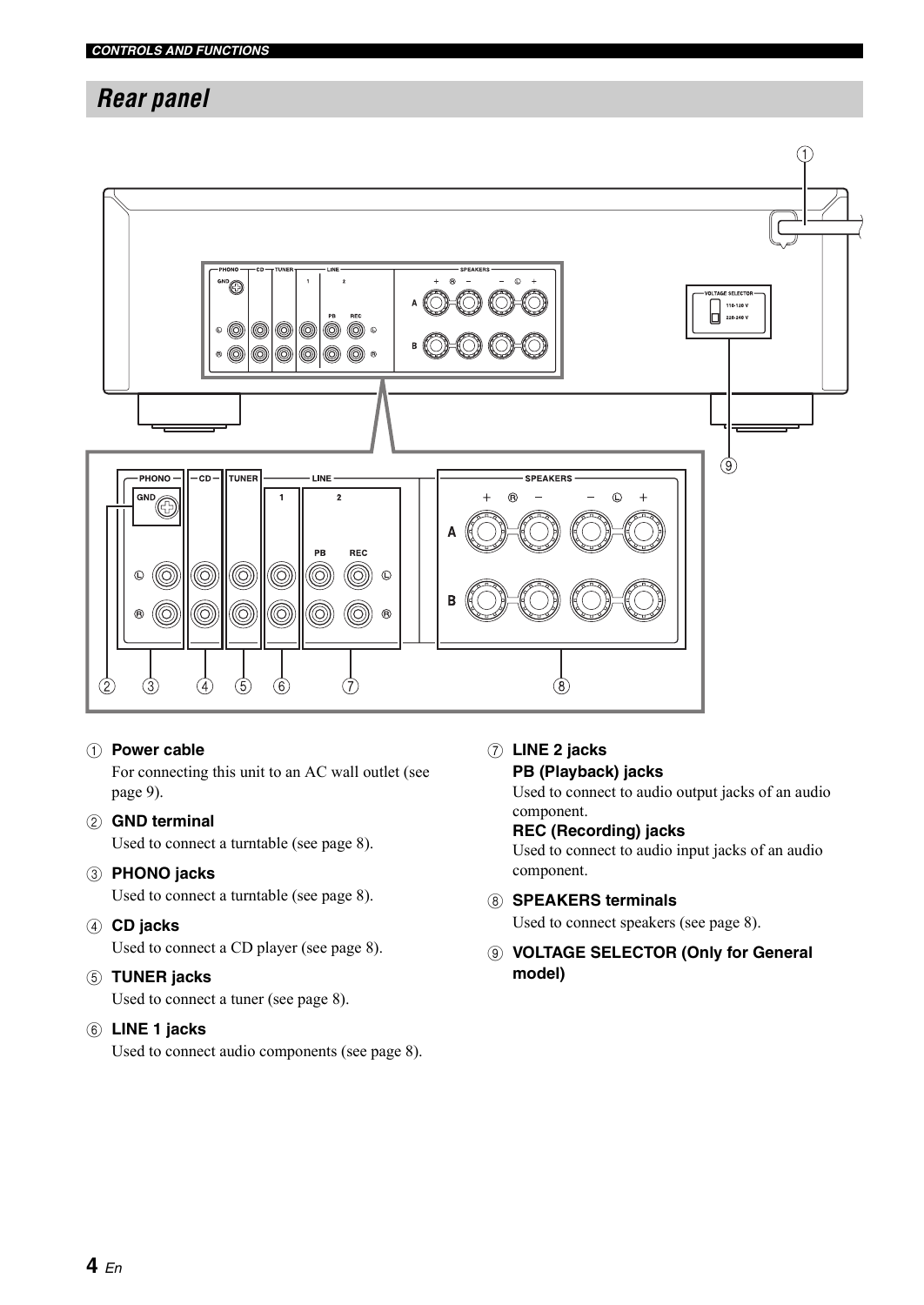## Rear panel

① **Power cable**
For connecting this unit to an AC wall outlet (see page 9).

② **GND terminal**
Used to connect a turntable (see page 8).

③ **PHONO jacks**
Used to connect a turntable (see page 8).

④ **CD jacks**
Used to connect a CD player (see page 8).

⑤ **TUNER jacks**
Used to connect a tuner (see page 8).

⑥ **LINE 1 jacks**
Used to connect audio components (see page 8).

⑦ **LINE 2 jacks**
**PB (Playback) jacks**
Used to connect to audio output jacks of an audio component.
**REC (Recording) jacks**
Used to connect to audio input jacks of an audio component.

⑧ **SPEAKERS terminals**
Used to connect speakers (see page 8).

⑨ **VOLTAGE SELECTOR (Only for General model)**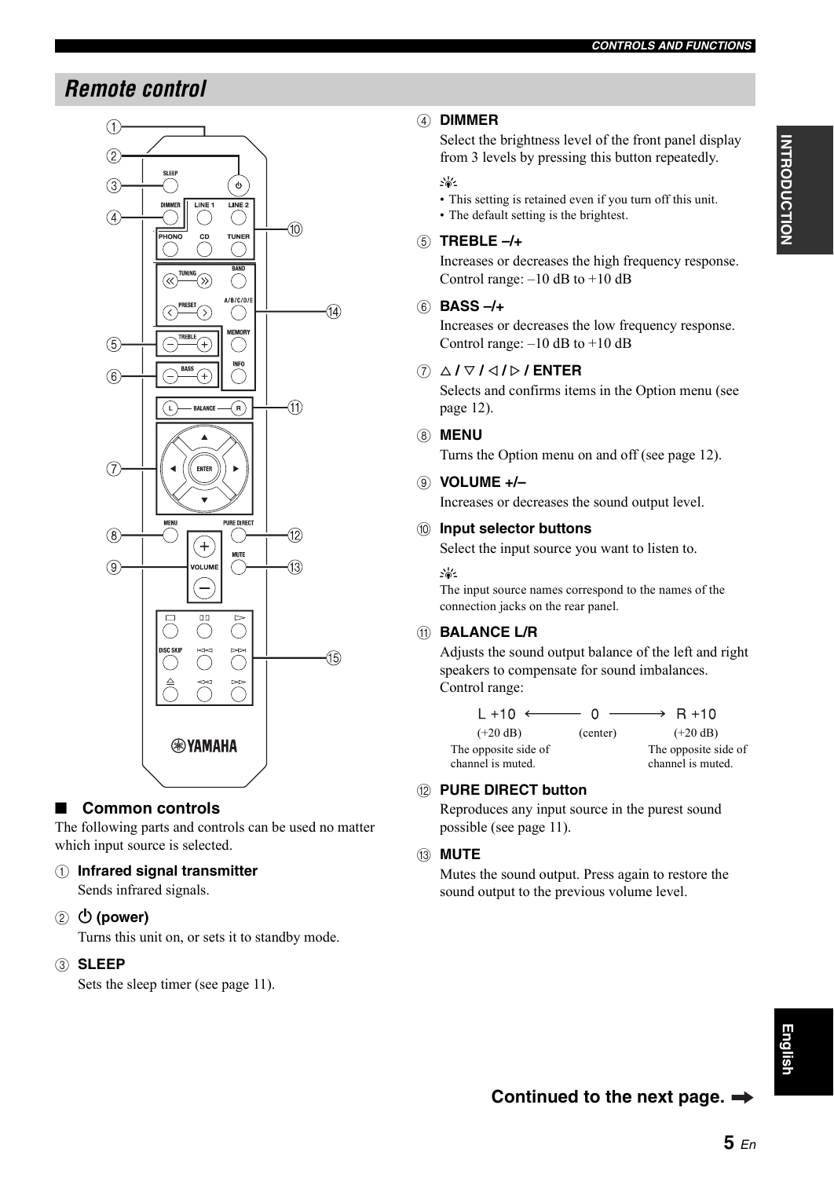## Remote control

### ■ Common controls

The following parts and controls can be used no matter which input source is selected.

① **Infrared signal transmitter**
Sends infrared signals.

② **⏻ (power)**
Turns this unit on, or sets it to standby mode.

③ **SLEEP**
Sets the sleep timer (see page 11).

④ **DIMMER**
Select the brightness level of the front panel display from 3 levels by pressing this button repeatedly.

- This setting is retained even if you turn off this unit.
- The default setting is the brightest.

⑤ **TREBLE –/+**
Increases or decreases the high frequency response. Control range: –10 dB to +10 dB

⑥ **BASS –/+**
Increases or decreases the low frequency response. Control range: –10 dB to +10 dB

⑦ **△ / ▽ / ◁ / ▷ / ENTER**
Selects and confirms items in the Option menu (see page 12).

⑧ **MENU**
Turns the Option menu on and off (see page 12).

⑨ **VOLUME +/–**
Increases or decreases the sound output level.

⑩ **Input selector buttons**
Select the input source you want to listen to.

The input source names correspond to the names of the connection jacks on the rear panel.

⑪ **BALANCE L/R**
Adjusts the sound output balance of the left and right speakers to compensate for sound imbalances.
Control range:

| L +10 | ← 0 → | R +10 |
|---|---|---|
| (+20 dB) | (center) | (+20 dB) |
| The opposite side of channel is muted. | | The opposite side of channel is muted. |

⑫ **PURE DIRECT button**
Reproduces any input source in the purest sound possible (see page 11).

⑬ **MUTE**
Mutes the sound output. Press again to restore the sound output to the previous volume level.

**Continued to the next page.** ➡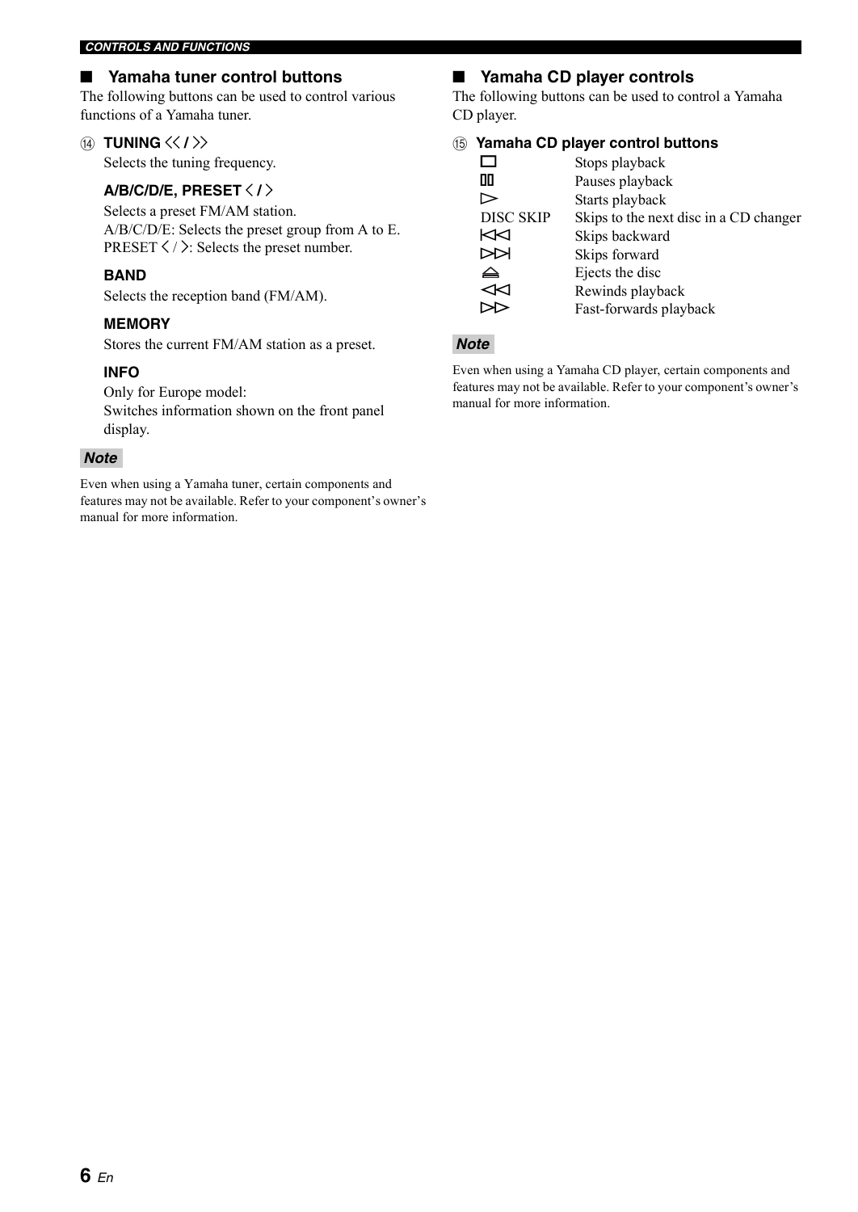## ■ Yamaha tuner control buttons

The following buttons can be used to control various functions of a Yamaha tuner.

⑭ **TUNING ≪ / ≫**

Selects the tuning frequency.

**A/B/C/D/E, PRESET ‹ / ›**

Selects a preset FM/AM station.
A/B/C/D/E: Selects the preset group from A to E.
PRESET ‹ / ›: Selects the preset number.

**BAND**

Selects the reception band (FM/AM).

**MEMORY**

Stores the current FM/AM station as a preset.

**INFO**

Only for Europe model:
Switches information shown on the front panel display.

***Note***

Even when using a Yamaha tuner, certain components and features may not be available. Refer to your component's owner's manual for more information.

## ■ Yamaha CD player controls

The following buttons can be used to control a Yamaha CD player.

⑮ **Yamaha CD player control buttons**

| | |
|---|---|
| □ | Stops playback |
| ▯▯ | Pauses playback |
| ▷ | Starts playback |
| DISC SKIP | Skips to the next disc in a CD changer |
| ⏮ | Skips backward |
| ⏭ | Skips forward |
| ⏏ | Ejects the disc |
| ◁◁ | Rewinds playback |
| ▷▷ | Fast-forwards playback |

***Note***

Even when using a Yamaha CD player, certain components and features may not be available. Refer to your component's owner's manual for more information.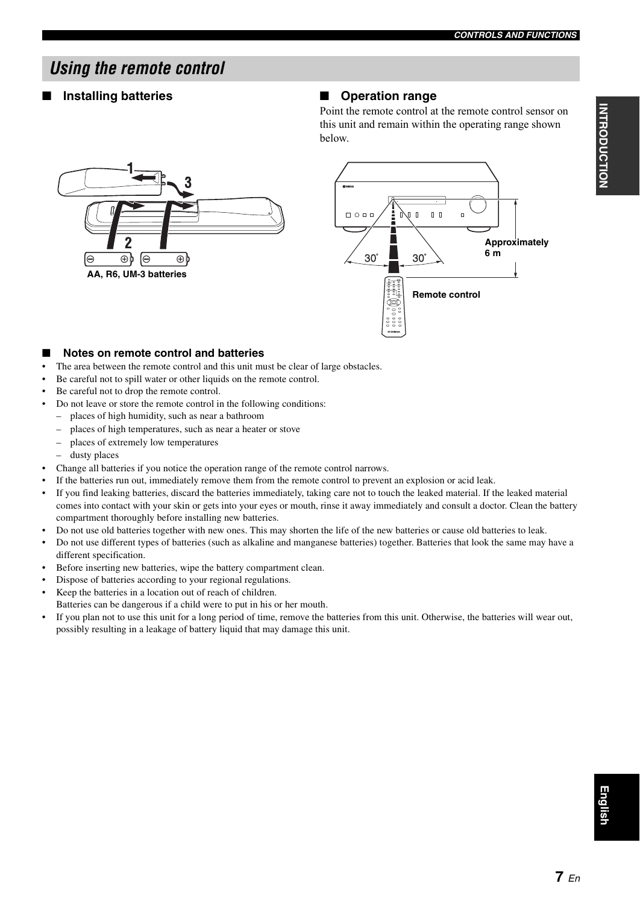# Using the remote control

## ■ Installing batteries

AA, R6, UM-3 batteries

## ■ Operation range

Point the remote control at the remote control sensor on this unit and remain within the operating range shown below.

30° 30°

Approximately 6 m

Remote control

## ■ Notes on remote control and batteries

- The area between the remote control and this unit must be clear of large obstacles.
- Be careful not to spill water or other liquids on the remote control.
- Be careful not to drop the remote control.
- Do not leave or store the remote control in the following conditions:
  - places of high humidity, such as near a bathroom
  - places of high temperatures, such as near a heater or stove
  - places of extremely low temperatures
  - dusty places
- Change all batteries if you notice the operation range of the remote control narrows.
- If the batteries run out, immediately remove them from the remote control to prevent an explosion or acid leak.
- If you find leaking batteries, discard the batteries immediately, taking care not to touch the leaked material. If the leaked material comes into contact with your skin or gets into your eyes or mouth, rinse it away immediately and consult a doctor. Clean the battery compartment thoroughly before installing new batteries.
- Do not use old batteries together with new ones. This may shorten the life of the new batteries or cause old batteries to leak.
- Do not use different types of batteries (such as alkaline and manganese batteries) together. Batteries that look the same may have a different specification.
- Before inserting new batteries, wipe the battery compartment clean.
- Dispose of batteries according to your regional regulations.
- Keep the batteries in a location out of reach of children.
  Batteries can be dangerous if a child were to put in his or her mouth.
- If you plan not to use this unit for a long period of time, remove the batteries from this unit. Otherwise, the batteries will wear out, possibly resulting in a leakage of battery liquid that may damage this unit.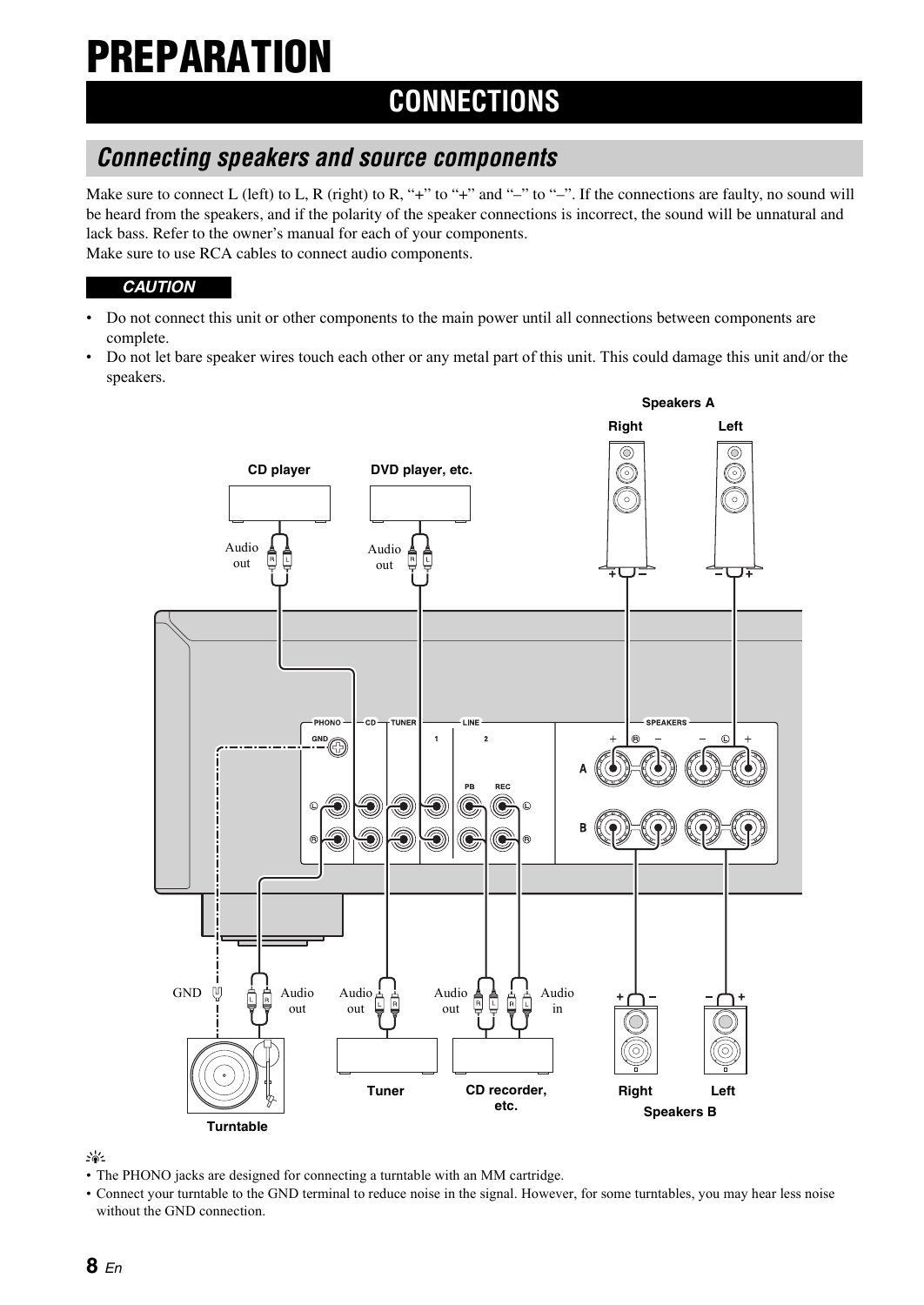# PREPARATION

## CONNECTIONS

### *Connecting speakers and source components*

Make sure to connect L (left) to L, R (right) to R, "+" to "+" and "–" to "–". If the connections are faulty, no sound will be heard from the speakers, and if the polarity of the speaker connections is incorrect, the sound will be unnatural and lack bass. Refer to the owner's manual for each of your components.
Make sure to use RCA cables to connect audio components.

**CAUTION**

- Do not connect this unit or other components to the main power until all connections between components are complete.
- Do not let bare speaker wires touch each other or any metal part of this unit. This could damage this unit and/or the speakers.

- The PHONO jacks are designed for connecting a turntable with an MM cartridge.
- Connect your turntable to the GND terminal to reduce noise in the signal. However, for some turntables, you may hear less noise without the GND connection.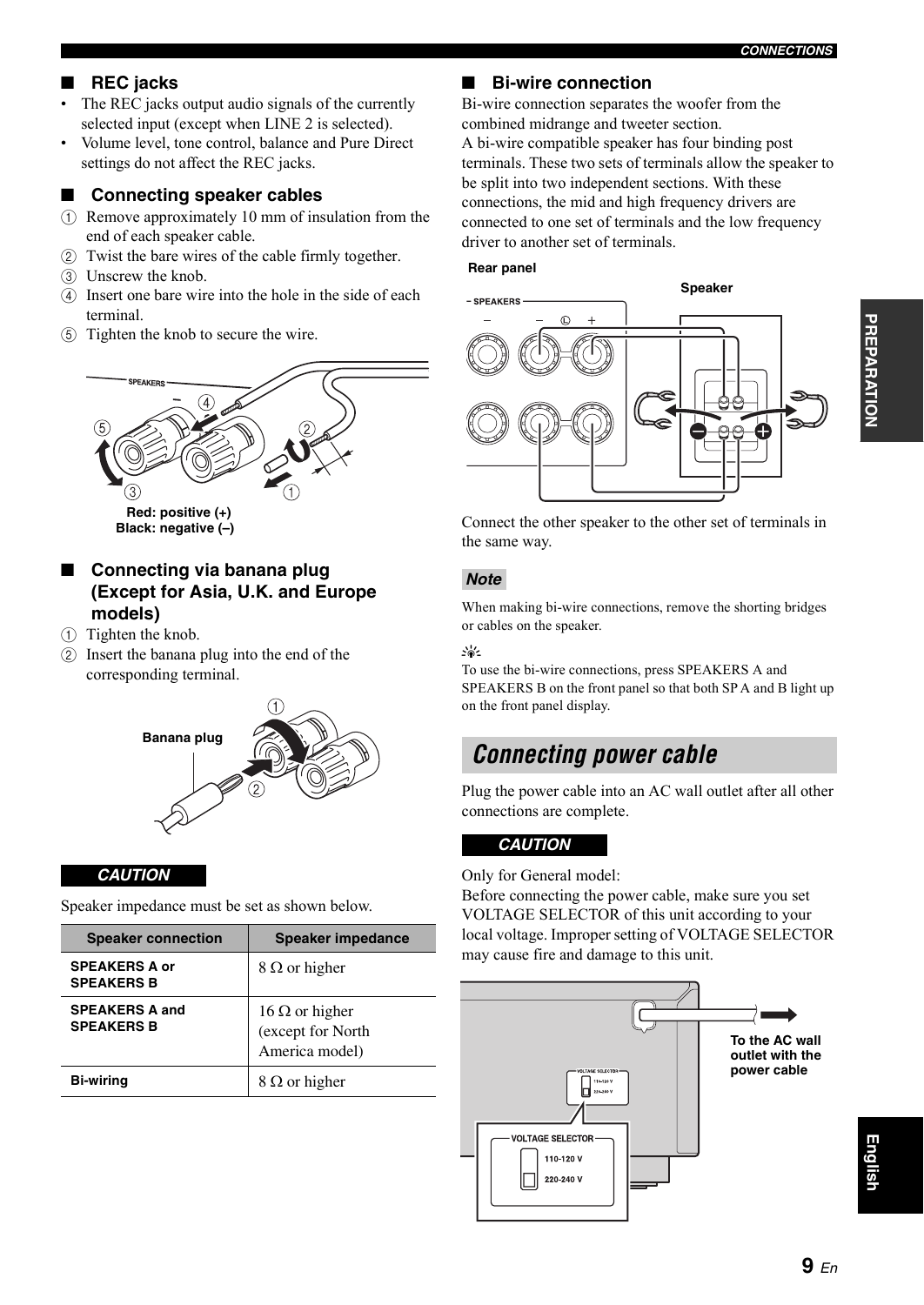## REC jacks

- The REC jacks output audio signals of the currently selected input (except when LINE 2 is selected).
- Volume level, tone control, balance and Pure Direct settings do not affect the REC jacks.

## Connecting speaker cables

1. Remove approximately 10 mm of insulation from the end of each speaker cable.
2. Twist the bare wires of the cable firmly together.
3. Unscrew the knob.
4. Insert one bare wire into the hole in the side of each terminal.
5. Tighten the knob to secure the wire.

Red: positive (+)
Black: negative (–)

## Connecting via banana plug (Except for Asia, U.K. and Europe models)

1. Tighten the knob.
2. Insert the banana plug into the end of the corresponding terminal.

Banana plug

**CAUTION**

Speaker impedance must be set as shown below.

| Speaker connection | Speaker impedance |
| --- | --- |
| SPEAKERS A or SPEAKERS B | 8 Ω or higher |
| SPEAKERS A and SPEAKERS B | 16 Ω or higher (except for North America model) |
| Bi-wiring | 8 Ω or higher |

## Bi-wire connection

Bi-wire connection separates the woofer from the combined midrange and tweeter section.
A bi-wire compatible speaker has four binding post terminals. These two sets of terminals allow the speaker to be split into two independent sections. With these connections, the mid and high frequency drivers are connected to one set of terminals and the low frequency driver to another set of terminals.

Rear panel

Speaker

Connect the other speaker to the other set of terminals in the same way.

**Note**

When making bi-wire connections, remove the shorting bridges or cables on the speaker.

To use the bi-wire connections, press SPEAKERS A and SPEAKERS B on the front panel so that both SP A and B light up on the front panel display.

# Connecting power cable

Plug the power cable into an AC wall outlet after all other connections are complete.

**CAUTION**

Only for General model:
Before connecting the power cable, make sure you set VOLTAGE SELECTOR of this unit according to your local voltage. Improper setting of VOLTAGE SELECTOR may cause fire and damage to this unit.

VOLTAGE SELECTOR
110-120 V
220-240 V

To the AC wall outlet with the power cable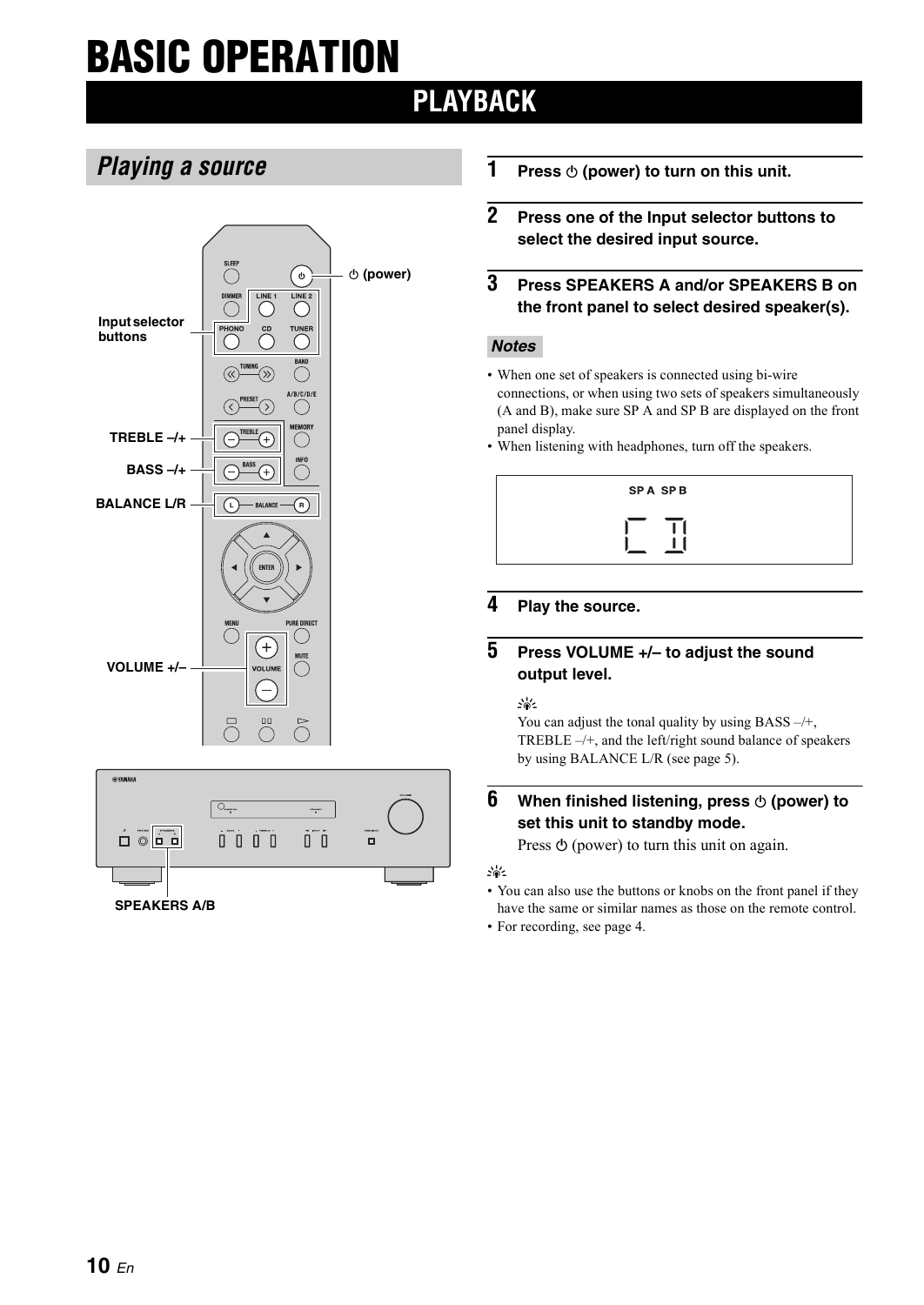# BASIC OPERATION

## PLAYBACK

### Playing a source

**1 Press ⏻ (power) to turn on this unit.**

**2 Press one of the Input selector buttons to select the desired input source.**

**3 Press SPEAKERS A and/or SPEAKERS B on the front panel to select desired speaker(s).**

*Notes*

- When one set of speakers is connected using bi-wire connections, or when using two sets of speakers simultaneously (A and B), make sure SP A and SP B are displayed on the front panel display.
- When listening with headphones, turn off the speakers.

**4 Play the source.**

**5 Press VOLUME +/– to adjust the sound output level.**

You can adjust the tonal quality by using BASS –/+, TREBLE –/+, and the left/right sound balance of speakers by using BALANCE L/R (see page 5).

**6 When finished listening, press ⏻ (power) to set this unit to standby mode.**

Press ⏻ (power) to turn this unit on again.

- You can also use the buttons or knobs on the front panel if they have the same or similar names as those on the remote control.
- For recording, see page 4.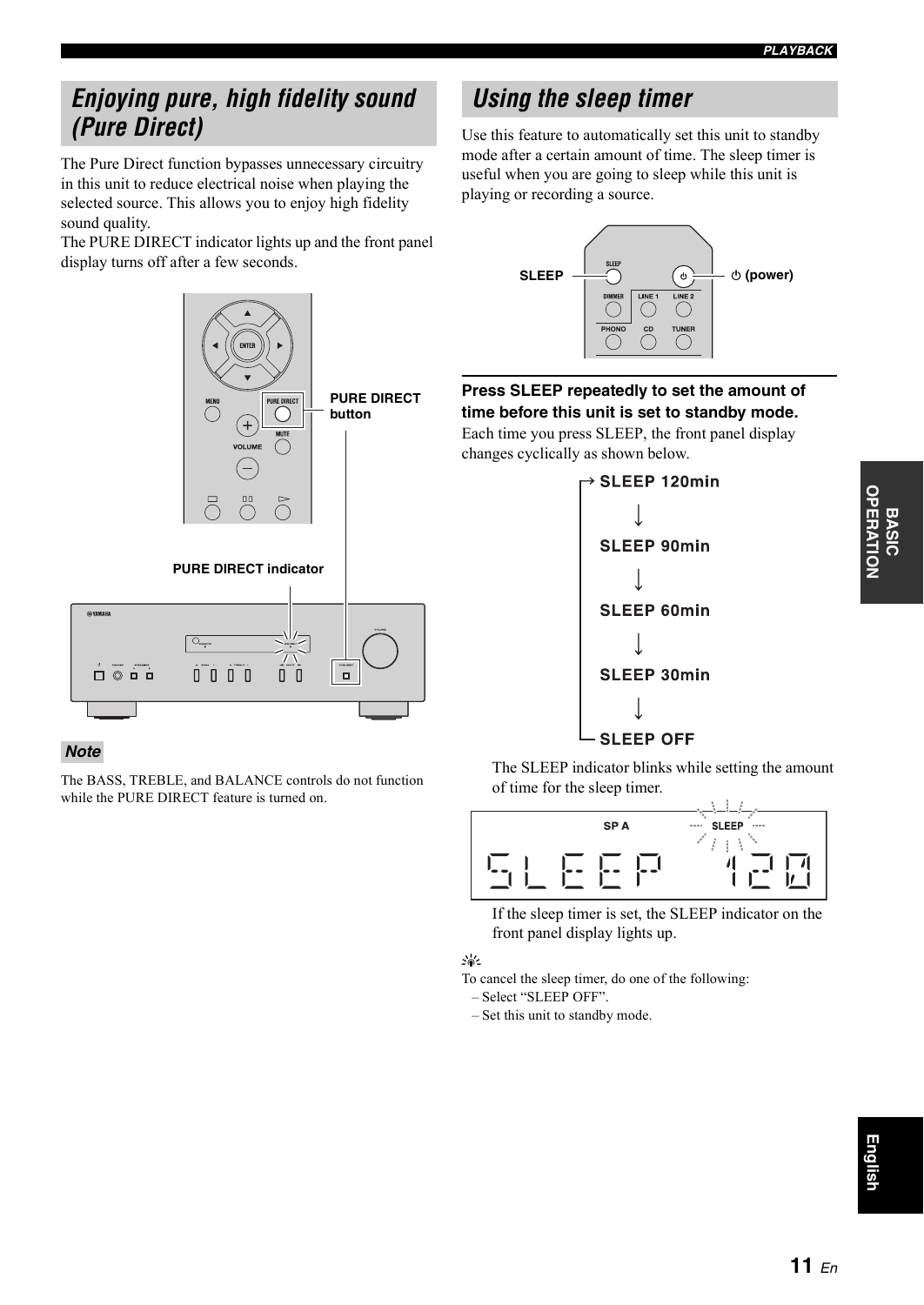## Enjoying pure, high fidelity sound (Pure Direct)

The Pure Direct function bypasses unnecessary circuitry in this unit to reduce electrical noise when playing the selected source. This allows you to enjoy high fidelity sound quality.
The PURE DIRECT indicator lights up and the front panel display turns off after a few seconds.

PURE DIRECT button

PURE DIRECT indicator

**Note**

The BASS, TREBLE, and BALANCE controls do not function while the PURE DIRECT feature is turned on.

## Using the sleep timer

Use this feature to automatically set this unit to standby mode after a certain amount of time. The sleep timer is useful when you are going to sleep while this unit is playing or recording a source.

SLEEP

(power)

**Press SLEEP repeatedly to set the amount of time before this unit is set to standby mode.**

Each time you press SLEEP, the front panel display changes cyclically as shown below.

SLEEP 120min
↓
SLEEP 90min
↓
SLEEP 60min
↓
SLEEP 30min
↓
SLEEP OFF

The SLEEP indicator blinks while setting the amount of time for the sleep timer.

SP A SLEEP

SLEEP 120

If the sleep timer is set, the SLEEP indicator on the front panel display lights up.

To cancel the sleep timer, do one of the following:
– Select “SLEEP OFF”.
– Set this unit to standby mode.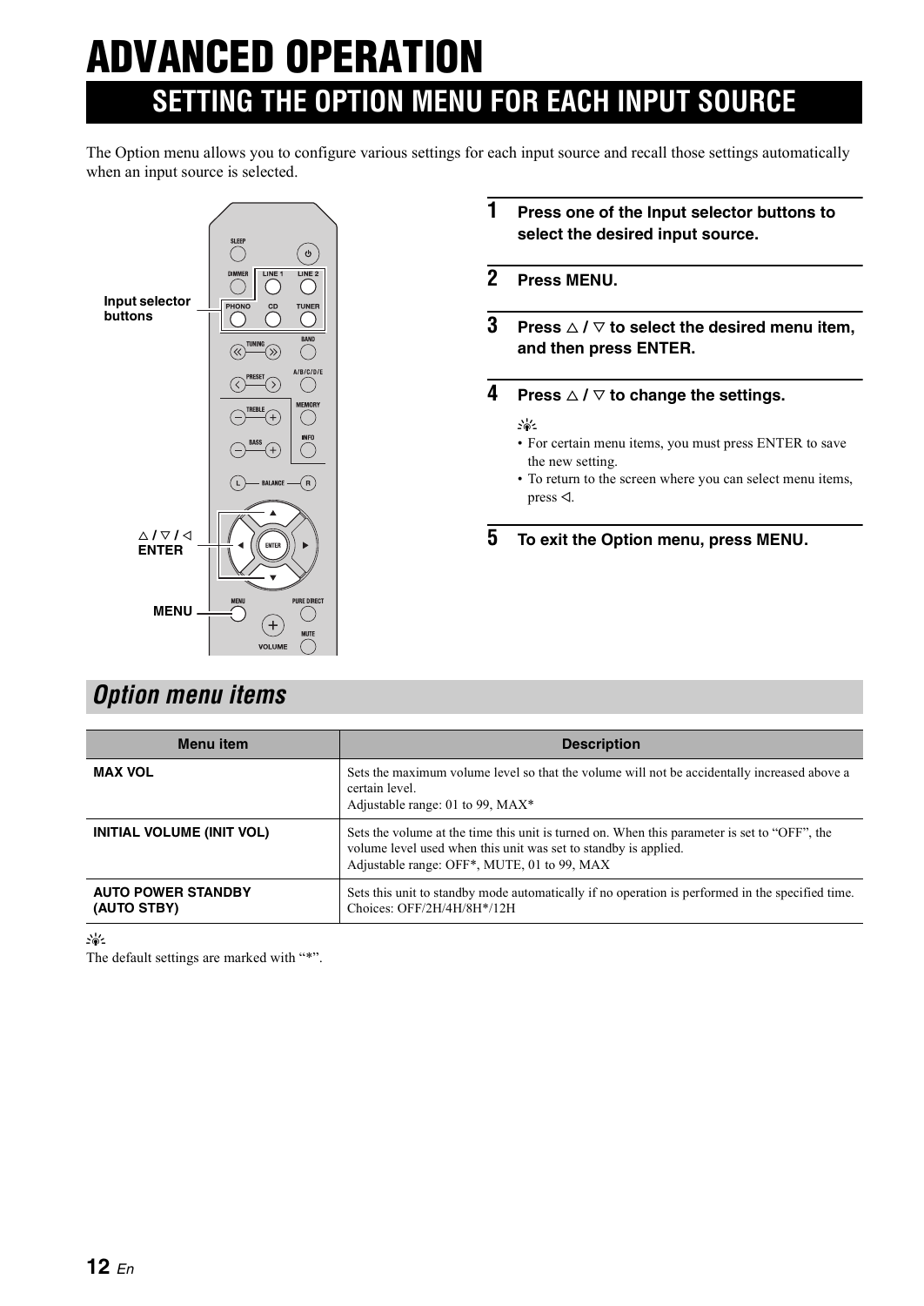# ADVANCED OPERATION

## SETTING THE OPTION MENU FOR EACH INPUT SOURCE

The Option menu allows you to configure various settings for each input source and recall those settings automatically when an input source is selected.

Input selector buttons

△ / ▽ / ◁
ENTER

MENU

**1** **Press one of the Input selector buttons to select the desired input source.**

**2** **Press MENU.**

**3** **Press △ / ▽ to select the desired menu item, and then press ENTER.**

**4** **Press △ / ▽ to change the settings.**

- For certain menu items, you must press ENTER to save the new setting.
- To return to the screen where you can select menu items, press ◁.

**5** **To exit the Option menu, press MENU.**

### *Option menu items*

| Menu item | Description |
| --- | --- |
| **MAX VOL** | Sets the maximum volume level so that the volume will not be accidentally increased above a certain level.<br>Adjustable range: 01 to 99, MAX* |
| **INITIAL VOLUME (INIT VOL)** | Sets the volume at the time this unit is turned on. When this parameter is set to "OFF", the volume level used when this unit was set to standby is applied.<br>Adjustable range: OFF*, MUTE, 01 to 99, MAX |
| **AUTO POWER STANDBY (AUTO STBY)** | Sets this unit to standby mode automatically if no operation is performed in the specified time.<br>Choices: OFF/2H/4H/8H*/12H |

The default settings are marked with "*".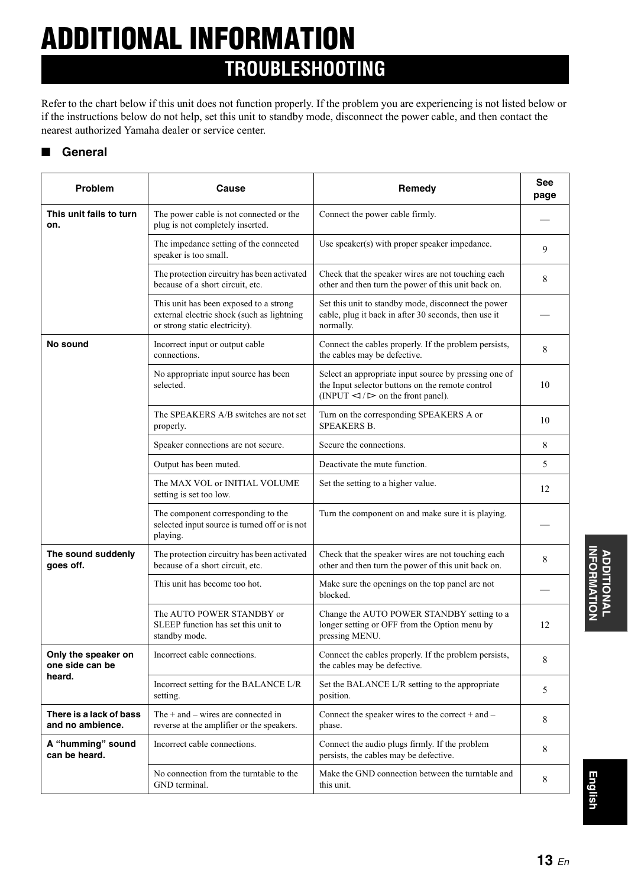# ADDITIONAL INFORMATION

## TROUBLESHOOTING

Refer to the chart below if this unit does not function properly. If the problem you are experiencing is not listed below or if the instructions below do not help, set this unit to standby mode, disconnect the power cable, and then contact the nearest authorized Yamaha dealer or service center.

### ■ General

| Problem | Cause | Remedy | See page |
|---|---|---|---|
| **This unit fails to turn on.** | The power cable is not connected or the plug is not completely inserted. | Connect the power cable firmly. | — |
| | The impedance setting of the connected speaker is too small. | Use speaker(s) with proper speaker impedance. | 9 |
| | The protection circuitry has been activated because of a short circuit, etc. | Check that the speaker wires are not touching each other and then turn the power of this unit back on. | 8 |
| | This unit has been exposed to a strong external electric shock (such as lightning or strong static electricity). | Set this unit to standby mode, disconnect the power cable, plug it back in after 30 seconds, then use it normally. | — |
| **No sound** | Incorrect input or output cable connections. | Connect the cables properly. If the problem persists, the cables may be defective. | 8 |
| | No appropriate input source has been selected. | Select an appropriate input source by pressing one of the Input selector buttons on the remote control (INPUT ◁ / ▷ on the front panel). | 10 |
| | The SPEAKERS A/B switches are not set properly. | Turn on the corresponding SPEAKERS A or SPEAKERS B. | 10 |
| | Speaker connections are not secure. | Secure the connections. | 8 |
| | Output has been muted. | Deactivate the mute function. | 5 |
| | The MAX VOL or INITIAL VOLUME setting is set too low. | Set the setting to a higher value. | 12 |
| | The component corresponding to the selected input source is turned off or is not playing. | Turn the component on and make sure it is playing. | — |
| **The sound suddenly goes off.** | The protection circuitry has been activated because of a short circuit, etc. | Check that the speaker wires are not touching each other and then turn the power of this unit back on. | 8 |
| | This unit has become too hot. | Make sure the openings on the top panel are not blocked. | — |
| | The AUTO POWER STANDBY or SLEEP function has set this unit to standby mode. | Change the AUTO POWER STANDBY setting to a longer setting or OFF from the Option menu by pressing MENU. | 12 |
| **Only the speaker on one side can be heard.** | Incorrect cable connections. | Connect the cables properly. If the problem persists, the cables may be defective. | 8 |
| | Incorrect setting for the BALANCE L/R setting. | Set the BALANCE L/R setting to the appropriate position. | 5 |
| **There is a lack of bass and no ambience.** | The + and – wires are connected in reverse at the amplifier or the speakers. | Connect the speaker wires to the correct + and – phase. | 8 |
| **A “humming” sound can be heard.** | Incorrect cable connections. | Connect the audio plugs firmly. If the problem persists, the cables may be defective. | 8 |
| | No connection from the turntable to the GND terminal. | Make the GND connection between the turntable and this unit. | 8 |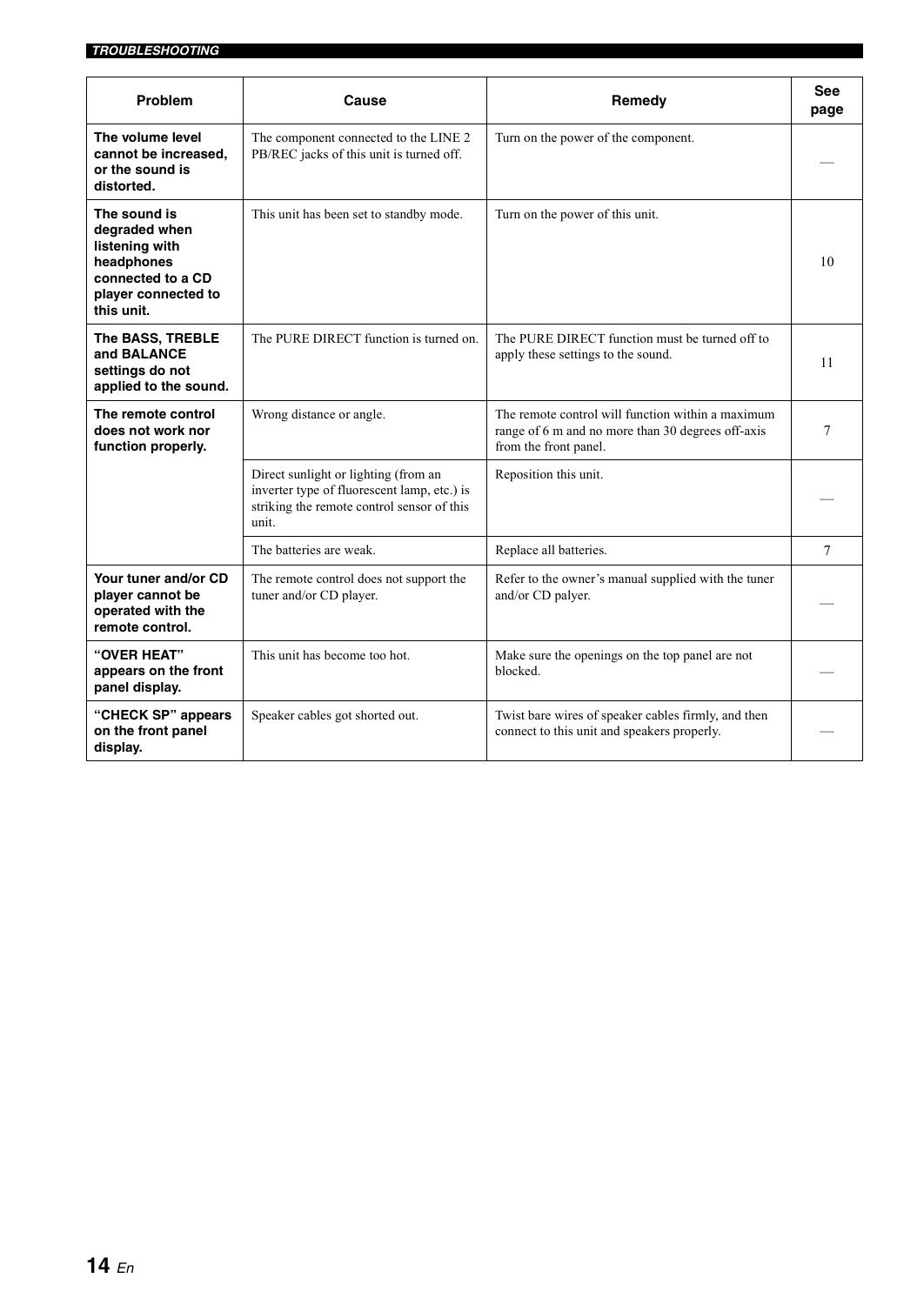| Problem | Cause | Remedy | See page |
|---|---|---|---|
| **The volume level cannot be increased, or the sound is distorted.** | The component connected to the LINE 2 PB/REC jacks of this unit is turned off. | Turn on the power of the component. | — |
| **The sound is degraded when listening with headphones connected to a CD player connected to this unit.** | This unit has been set to standby mode. | Turn on the power of this unit. | 10 |
| **The BASS, TREBLE and BALANCE settings do not applied to the sound.** | The PURE DIRECT function is turned on. | The PURE DIRECT function must be turned off to apply these settings to the sound. | 11 |
| **The remote control does not work nor function properly.** | Wrong distance or angle. | The remote control will function within a maximum range of 6 m and no more than 30 degrees off-axis from the front panel. | 7 |
| | Direct sunlight or lighting (from an inverter type of fluorescent lamp, etc.) is striking the remote control sensor of this unit. | Reposition this unit. | — |
| | The batteries are weak. | Replace all batteries. | 7 |
| **Your tuner and/or CD player cannot be operated with the remote control.** | The remote control does not support the tuner and/or CD player. | Refer to the owner's manual supplied with the tuner and/or CD palyer. | — |
| **"OVER HEAT" appears on the front panel display.** | This unit has become too hot. | Make sure the openings on the top panel are not blocked. | — |
| **"CHECK SP" appears on the front panel display.** | Speaker cables got shorted out. | Twist bare wires of speaker cables firmly, and then connect to this unit and speakers properly. | — |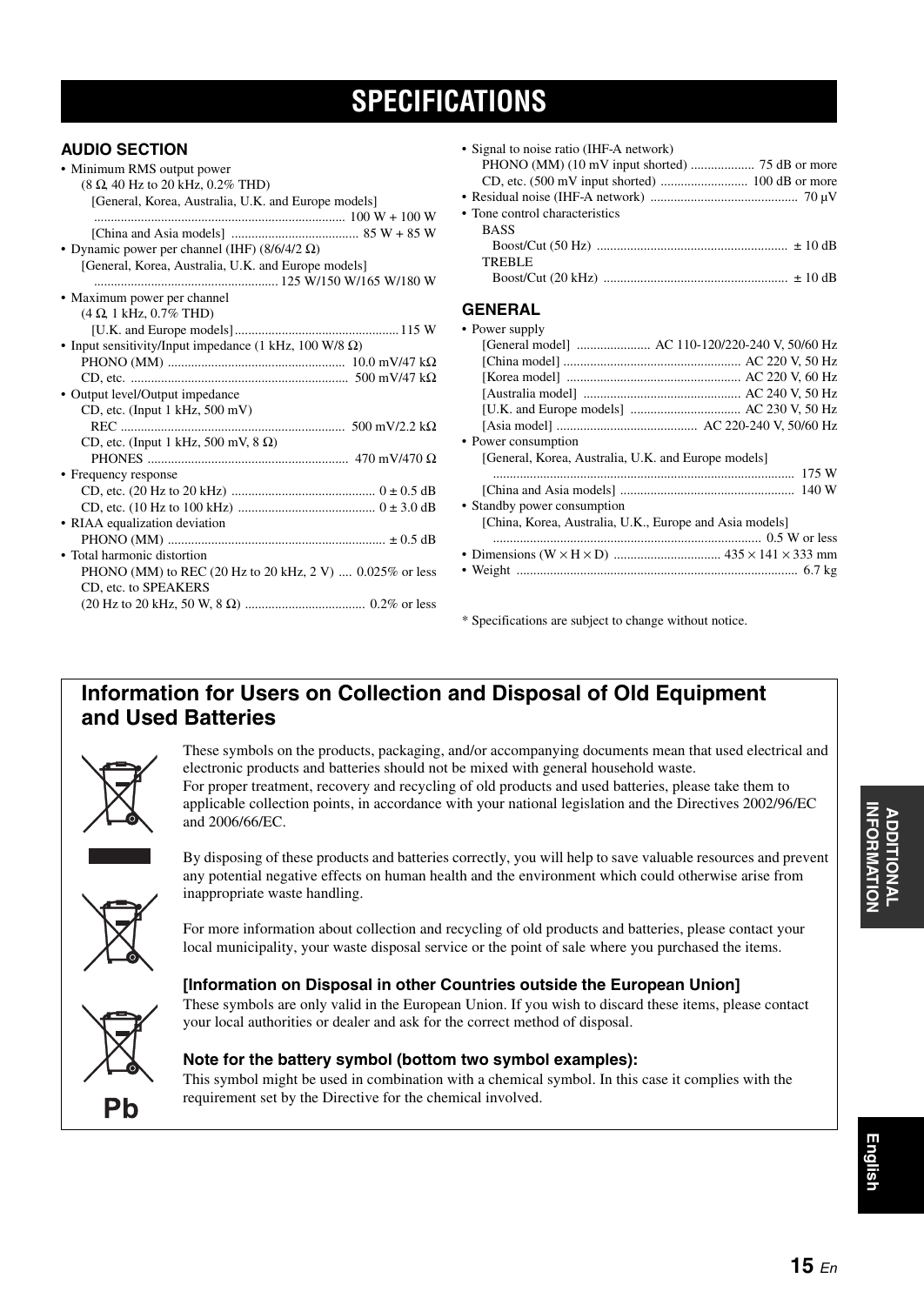# SPECIFICATIONS

### AUDIO SECTION

- Minimum RMS output power
  (8 Ω, 40 Hz to 20 kHz, 0.2% THD)
  - [General, Korea, Australia, U.K. and Europe models] ........ 100 W + 100 W
  - [China and Asia models] ........ 85 W + 85 W
- Dynamic power per channel (IHF) (8/6/4/2 Ω)
  - [General, Korea, Australia, U.K. and Europe models] ........ 125 W/150 W/165 W/180 W
- Maximum power per channel
  (4 Ω, 1 kHz, 0.7% THD)
  - [U.K. and Europe models] ........ 115 W
- Input sensitivity/Input impedance (1 kHz, 100 W/8 Ω)
  - PHONO (MM) ........ 10.0 mV/47 kΩ
  - CD, etc. ........ 500 mV/47 kΩ
- Output level/Output impedance
  - CD, etc. (Input 1 kHz, 500 mV)
    - REC ........ 500 mV/2.2 kΩ
  - CD, etc. (Input 1 kHz, 500 mV, 8 Ω)
    - PHONES ........ 470 mV/470 Ω
- Frequency response
  - CD, etc. (20 Hz to 20 kHz) ........ 0 ± 0.5 dB
  - CD, etc. (10 Hz to 100 kHz) ........ 0 ± 3.0 dB
- RIAA equalization deviation
  - PHONO (MM) ........ ± 0.5 dB
- Total harmonic distortion
  - PHONO (MM) to REC (20 Hz to 20 kHz, 2 V) .... 0.025% or less
  - CD, etc. to SPEAKERS
    (20 Hz to 20 kHz, 50 W, 8 Ω) ........ 0.2% or less
- Signal to noise ratio (IHF-A network)
  - PHONO (MM) (10 mV input shorted) ........ 75 dB or more
  - CD, etc. (500 mV input shorted) ........ 100 dB or more
- Residual noise (IHF-A network) ........ 70 μV
- Tone control characteristics
  - BASS
    - Boost/Cut (50 Hz) ........ ± 10 dB
  - TREBLE
    - Boost/Cut (20 kHz) ........ ± 10 dB

### GENERAL

- Power supply
  - [General model] ........ AC 110-120/220-240 V, 50/60 Hz
  - [China model] ........ AC 220 V, 50 Hz
  - [Korea model] ........ AC 220 V, 60 Hz
  - [Australia model] ........ AC 240 V, 50 Hz
  - [U.K. and Europe models] ........ AC 230 V, 50 Hz
  - [Asia model] ........ AC 220-240 V, 50/60 Hz
- Power consumption
  - [General, Korea, Australia, U.K. and Europe models] ........ 175 W
  - [China and Asia models] ........ 140 W
- Standby power consumption
  - [China, Korea, Australia, U.K., Europe and Asia models] ........ 0.5 W or less
- Dimensions (W × H × D) ........ 435 × 141 × 333 mm
- Weight ........ 6.7 kg

* Specifications are subject to change without notice.

## Information for Users on Collection and Disposal of Old Equipment and Used Batteries

These symbols on the products, packaging, and/or accompanying documents mean that used electrical and electronic products and batteries should not be mixed with general household waste.
For proper treatment, recovery and recycling of old products and used batteries, please take them to applicable collection points, in accordance with your national legislation and the Directives 2002/96/EC and 2006/66/EC.

By disposing of these products and batteries correctly, you will help to save valuable resources and prevent any potential negative effects on human health and the environment which could otherwise arise from inappropriate waste handling.

For more information about collection and recycling of old products and batteries, please contact your local municipality, your waste disposal service or the point of sale where you purchased the items.

### [Information on Disposal in other Countries outside the European Union]

These symbols are only valid in the European Union. If you wish to discard these items, please contact your local authorities or dealer and ask for the correct method of disposal.

### Note for the battery symbol (bottom two symbol examples):

This symbol might be used in combination with a chemical symbol. In this case it complies with the requirement set by the Directive for the chemical involved.

Pb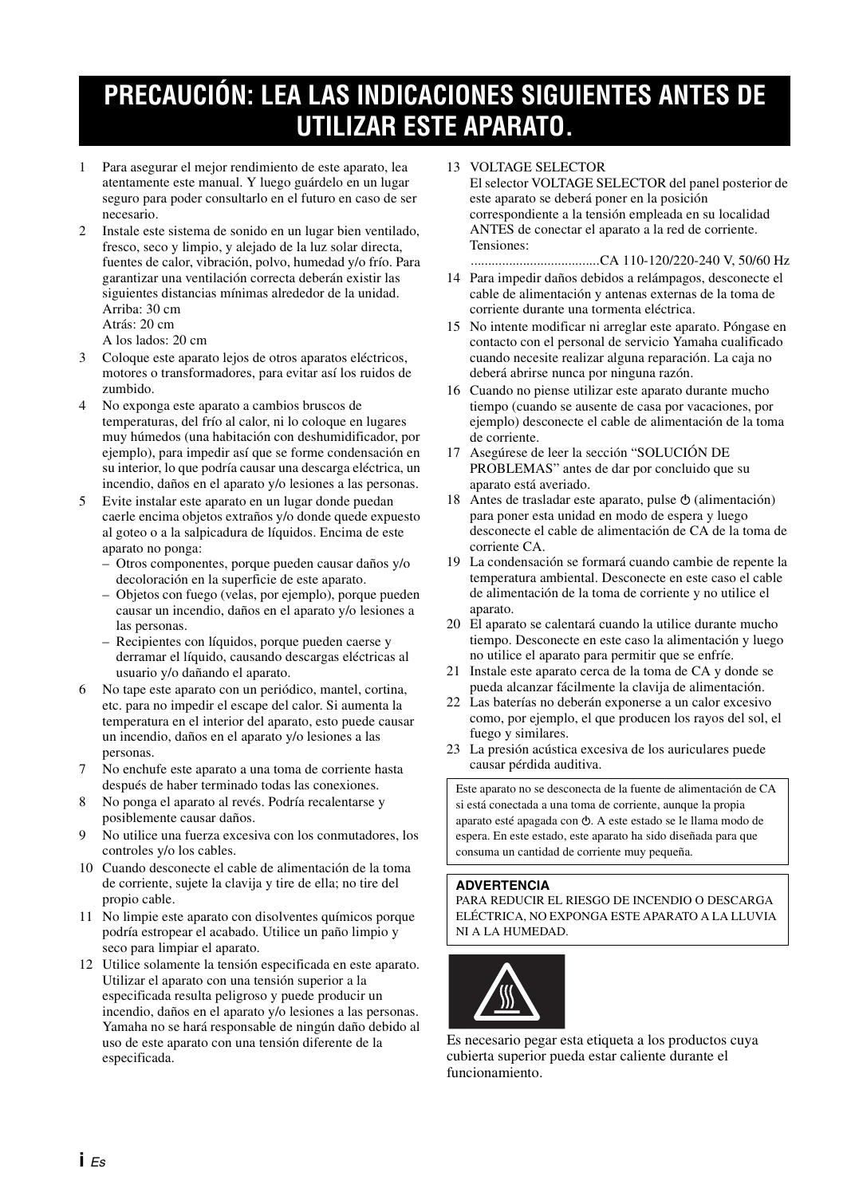# PRECAUCIÓN: LEA LAS INDICACIONES SIGUIENTES ANTES DE UTILIZAR ESTE APARATO.

1. Para asegurar el mejor rendimiento de este aparato, lea atentamente este manual. Y luego guárdelo en un lugar seguro para poder consultarlo en el futuro en caso de ser necesario.
2. Instale este sistema de sonido en un lugar bien ventilado, fresco, seco y limpio, y alejado de la luz solar directa, fuentes de calor, vibración, polvo, humedad y/o frío. Para garantizar una ventilación correcta deberán existir las siguientes distancias mínimas alrededor de la unidad.
   Arriba: 30 cm
   Atrás: 20 cm
   A los lados: 20 cm
3. Coloque este aparato lejos de otros aparatos eléctricos, motores o transformadores, para evitar así los ruidos de zumbido.
4. No exponga este aparato a cambios bruscos de temperaturas, del frío al calor, ni lo coloque en lugares muy húmedos (una habitación con deshumidificador, por ejemplo), para impedir así que se forme condensación en su interior, lo que podría causar una descarga eléctrica, un incendio, daños en el aparato y/o lesiones a las personas.
5. Evite instalar este aparato en un lugar donde puedan caerle encima objetos extraños y/o donde quede expuesto al goteo o a la salpicadura de líquidos. Encima de este aparato no ponga:
   - Otros componentes, porque pueden causar daños y/o decoloración en la superficie de este aparato.
   - Objetos con fuego (velas, por ejemplo), porque pueden causar un incendio, daños en el aparato y/o lesiones a las personas.
   - Recipientes con líquidos, porque pueden caerse y derramar el líquido, causando descargas eléctricas al usuario y/o dañando el aparato.
6. No tape este aparato con un periódico, mantel, cortina, etc. para no impedir el escape del calor. Si aumenta la temperatura en el interior del aparato, esto puede causar un incendio, daños en el aparato y/o lesiones a las personas.
7. No enchufe este aparato a una toma de corriente hasta después de haber terminado todas las conexiones.
8. No ponga el aparato al revés. Podría recalentarse y posiblemente causar daños.
9. No utilice una fuerza excesiva con los conmutadores, los controles y/o los cables.
10. Cuando desconecte el cable de alimentación de la toma de corriente, sujete la clavija y tire de ella; no tire del propio cable.
11. No limpie este aparato con disolventes químicos porque podría estropear el acabado. Utilice un paño limpio y seco para limpiar el aparato.
12. Utilice solamente la tensión especificada en este aparato. Utilizar el aparato con una tensión superior a la especificada resulta peligroso y puede producir un incendio, daños en el aparato y/o lesiones a las personas. Yamaha no se hará responsable de ningún daño debido al uso de este aparato con una tensión diferente de la especificada.
13. VOLTAGE SELECTOR
   El selector VOLTAGE SELECTOR del panel posterior de este aparato se deberá poner en la posición correspondiente a la tensión empleada en su localidad ANTES de conectar el aparato a la red de corriente. Tensiones:
   .....................................CA 110-120/220-240 V, 50/60 Hz
14. Para impedir daños debidos a relámpagos, desconecte el cable de alimentación y antenas externas de la toma de corriente durante una tormenta eléctrica.
15. No intente modificar ni arreglar este aparato. Póngase en contacto con el personal de servicio Yamaha cualificado cuando necesite realizar alguna reparación. La caja no deberá abrirse nunca por ninguna razón.
16. Cuando no piense utilizar este aparato durante mucho tiempo (cuando se ausente de casa por vacaciones, por ejemplo) desconecte el cable de alimentación de la toma de corriente.
17. Asegúrese de leer la sección “SOLUCIÓN DE PROBLEMAS” antes de dar por concluido que su aparato está averiado.
18. Antes de trasladar este aparato, pulse ⏻ (alimentación) para poner esta unidad en modo de espera y luego desconecte el cable de alimentación de CA de la toma de corriente CA.
19. La condensación se formará cuando cambie de repente la temperatura ambiental. Desconecte en este caso el cable de alimentación de la toma de corriente y no utilice el aparato.
20. El aparato se calentará cuando la utilice durante mucho tiempo. Desconecte en este caso la alimentación y luego no utilice el aparato para permitir que se enfríe.
21. Instale este aparato cerca de la toma de CA y donde se pueda alcanzar fácilmente la clavija de alimentación.
22. Las baterías no deberán exponerse a un calor excesivo como, por ejemplo, el que producen los rayos del sol, el fuego y similares.
23. La presión acústica excesiva de los auriculares puede causar pérdida auditiva.

Este aparato no se desconecta de la fuente de alimentación de CA si está conectada a una toma de corriente, aunque la propia aparato esté apagada con ⏻. A este estado se le llama modo de espera. En este estado, este aparato ha sido diseñada para que consuma un cantidad de corriente muy pequeña.

**ADVERTENCIA**
PARA REDUCIR EL RIESGO DE INCENDIO O DESCARGA ELÉCTRICA, NO EXPONGA ESTE APARATO A LA LLUVIA NI A LA HUMEDAD.

Es necesario pegar esta etiqueta a los productos cuya cubierta superior pueda estar caliente durante el funcionamiento.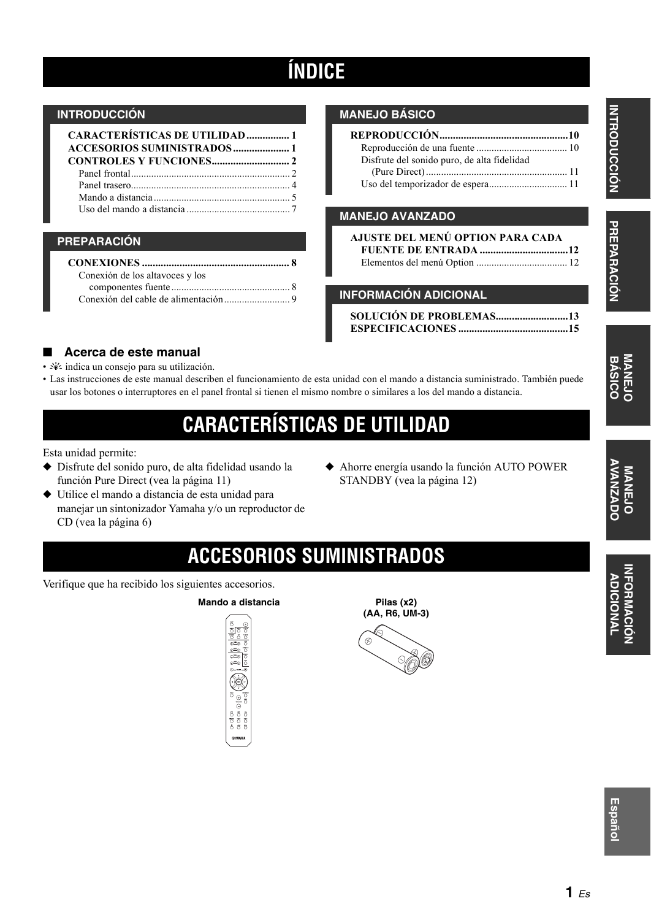# ÍNDICE

## INTRODUCCIÓN

**CARACTERÍSTICAS DE UTILIDAD ................ 1**
**ACCESORIOS SUMINISTRADOS ..................... 1**
**CONTROLES Y FUNCIONES............................. 2**
Panel frontal............................................................... 2
Panel trasero............................................................... 4
Mando a distancia ...................................................... 5
Uso del mando a distancia ......................................... 7

## PREPARACIÓN

**CONEXIONES ....................................................... 8**
Conexión de los altavoces y los componentes fuente ............................................... 8
Conexión del cable de alimentación.......................... 9

## MANEJO BÁSICO

**REPRODUCCIÓN................................................10**
Reproducción de una fuente .................................... 10
Disfrute del sonido puro, de alta fidelidad (Pure Direct) ........................................................ 11
Uso del temporizador de espera............................... 11

## MANEJO AVANZADO

**AJUSTE DEL MENÚ OPTION PARA CADA FUENTE DE ENTRADA .................................12**
Elementos del menú Option .................................... 12

## INFORMACIÓN ADICIONAL

**SOLUCIÓN DE PROBLEMAS...........................13**
**ESPECIFICACIONES .........................................15**

### ■ Acerca de este manual

- ☀ indica un consejo para su utilización.
- Las instrucciones de este manual describen el funcionamiento de esta unidad con el mando a distancia suministrado. También puede usar los botones o interruptores en el panel frontal si tienen el mismo nombre o similares a los del mando a distancia.

# CARACTERÍSTICAS DE UTILIDAD

Esta unidad permite:

- ◆ Disfrute del sonido puro, de alta fidelidad usando la función Pure Direct (vea la página 11)
- ◆ Utilice el mando a distancia de esta unidad para manejar un sintonizador Yamaha y/o un reproductor de CD (vea la página 6)
- ◆ Ahorre energía usando la función AUTO POWER STANDBY (vea la página 12)

# ACCESORIOS SUMINISTRADOS

Verifique que ha recibido los siguientes accesorios.

**Mando a distancia**

**Pilas (x2) (AA, R6, UM-3)**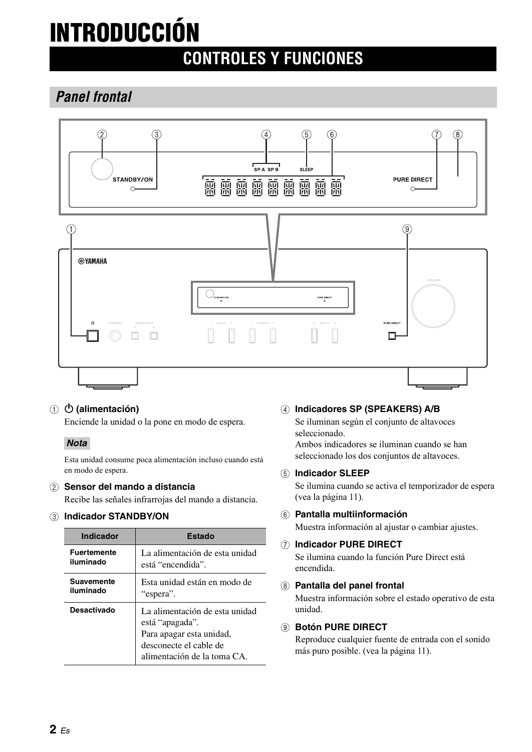# INTRODUCCIÓN

## CONTROLES Y FUNCIONES

### Panel frontal

① **⏻ (alimentación)**

Enciende la unidad o la pone en modo de espera.

***Nota***

Esta unidad consume poca alimentación incluso cuando está en modo de espera.

② **Sensor del mando a distancia**

Recibe las señales infrarrojas del mando a distancia.

③ **Indicador STANDBY/ON**

| Indicador | Estado |
|---|---|
| **Fuertemente iluminado** | La alimentación de esta unidad está "encendida". |
| **Suavemente iluminado** | Esta unidad están en modo de "espera". |
| **Desactivado** | La alimentación de esta unidad está "apagada". Para apagar esta unidad, desconecte el cable de alimentación de la toma CA. |

④ **Indicadores SP (SPEAKERS) A/B**

Se iluminan según el conjunto de altavoces seleccionado.
Ambos indicadores se iluminan cuando se han seleccionado los dos conjuntos de altavoces.

⑤ **Indicador SLEEP**

Se ilumina cuando se activa el temporizador de espera (vea la página 11).

⑥ **Pantalla multiinformación**

Muestra información al ajustar o cambiar ajustes.

⑦ **Indicador PURE DIRECT**

Se ilumina cuando la función Pure Direct está encendida.

⑧ **Pantalla del panel frontal**

Muestra información sobre el estado operativo de esta unidad.

⑨ **Botón PURE DIRECT**

Reproduce cualquier fuente de entrada con el sonido más puro posible. (vea la página 11).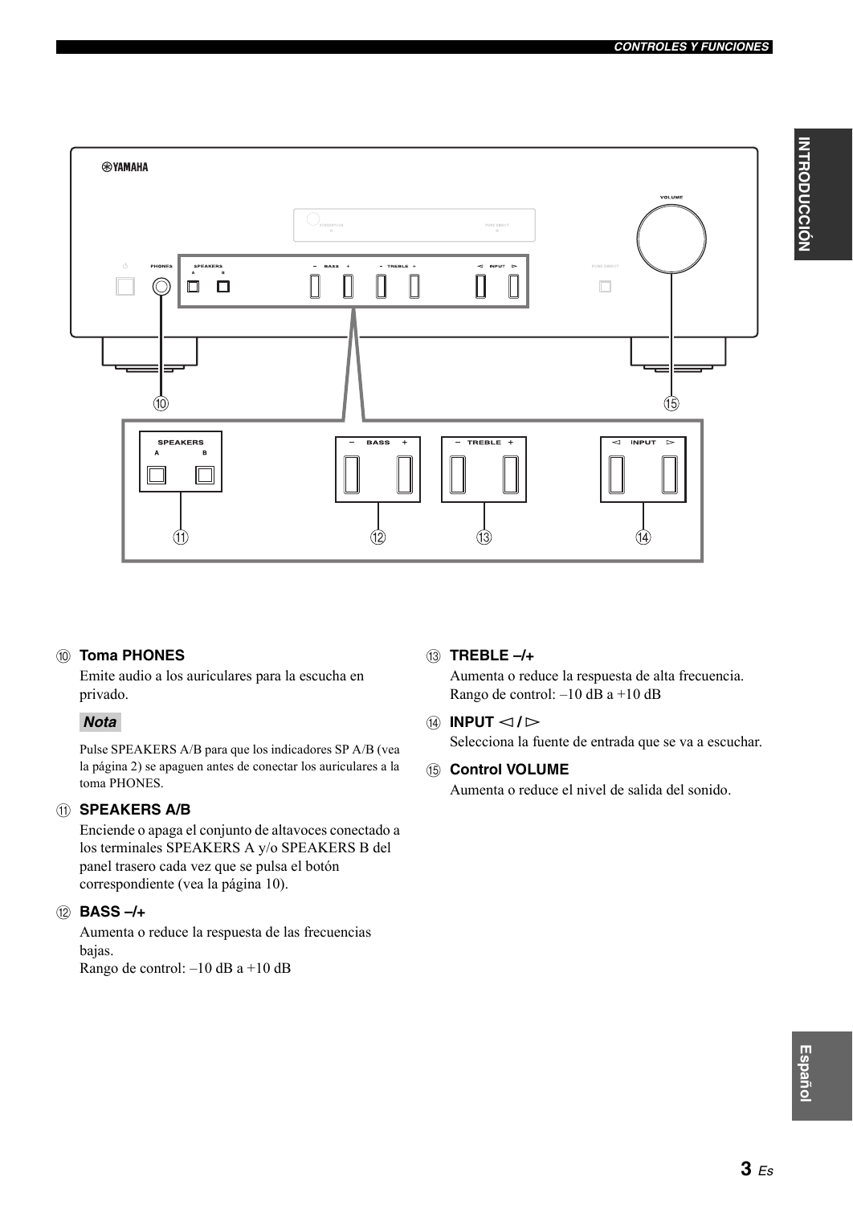⑩ **Toma PHONES**

Emite audio a los auriculares para la escucha en privado.

***Nota***

Pulse SPEAKERS A/B para que los indicadores SP A/B (vea la página 2) se apaguen antes de conectar los auriculares a la toma PHONES.

⑪ **SPEAKERS A/B**

Enciende o apaga el conjunto de altavoces conectado a los terminales SPEAKERS A y/o SPEAKERS B del panel trasero cada vez que se pulsa el botón correspondiente (vea la página 10).

⑫ **BASS –/+**

Aumenta o reduce la respuesta de las frecuencias bajas.
Rango de control: –10 dB a +10 dB

⑬ **TREBLE –/+**

Aumenta o reduce la respuesta de alta frecuencia.
Rango de control: –10 dB a +10 dB

⑭ **INPUT ◁ / ▷**

Selecciona la fuente de entrada que se va a escuchar.

⑮ **Control VOLUME**

Aumenta o reduce el nivel de salida del sonido.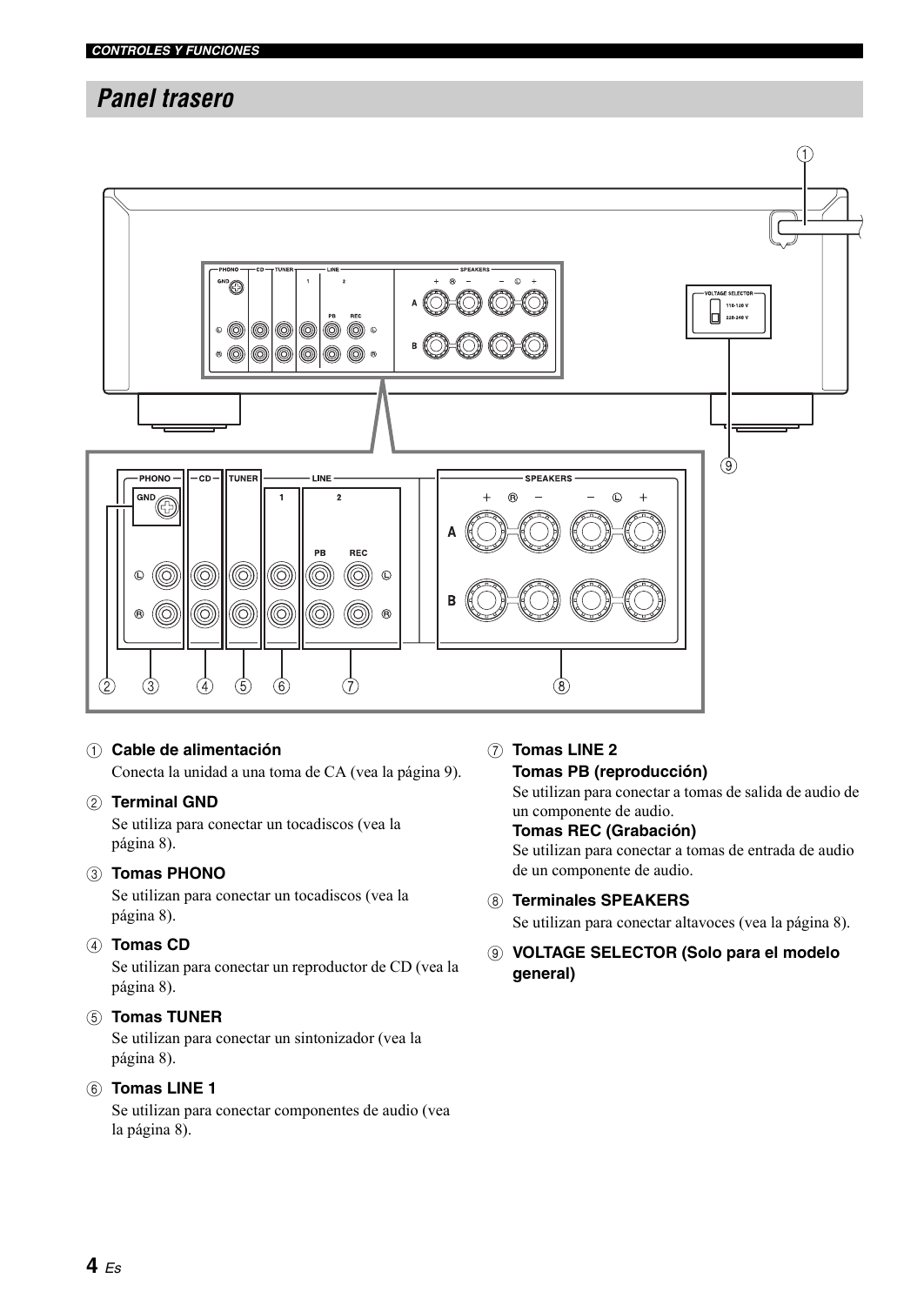## Panel trasero

1. **Cable de alimentación**
   Conecta la unidad a una toma de CA (vea la página 9).

2. **Terminal GND**
   Se utiliza para conectar un tocadiscos (vea la página 8).

3. **Tomas PHONO**
   Se utilizan para conectar un tocadiscos (vea la página 8).

4. **Tomas CD**
   Se utilizan para conectar un reproductor de CD (vea la página 8).

5. **Tomas TUNER**
   Se utilizan para conectar un sintonizador (vea la página 8).

6. **Tomas LINE 1**
   Se utilizan para conectar componentes de audio (vea la página 8).

7. **Tomas LINE 2**
   **Tomas PB (reproducción)**
   Se utilizan para conectar a tomas de salida de audio de un componente de audio.
   **Tomas REC (Grabación)**
   Se utilizan para conectar a tomas de entrada de audio de un componente de audio.

8. **Terminales SPEAKERS**
   Se utilizan para conectar altavoces (vea la página 8).

9. **VOLTAGE SELECTOR (Solo para el modelo general)**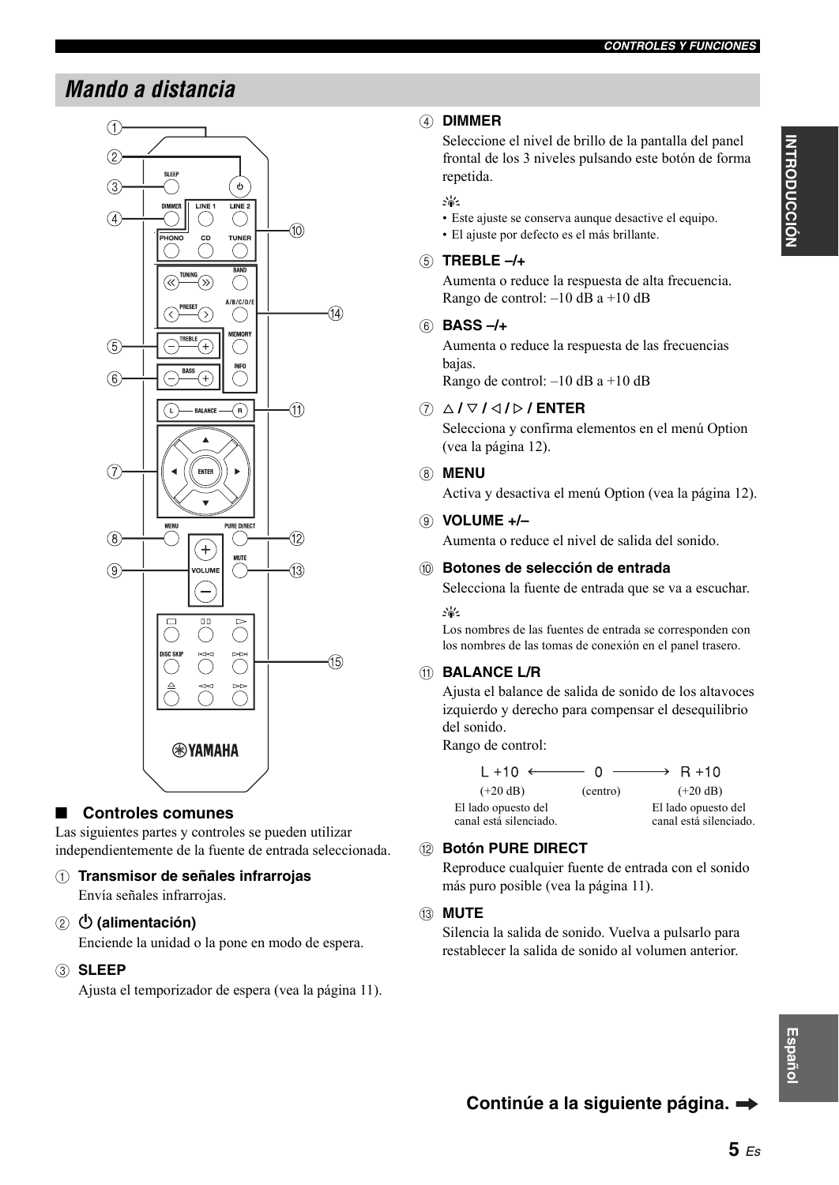## Mando a distancia

### ■ Controles comunes

Las siguientes partes y controles se pueden utilizar independientemente de la fuente de entrada seleccionada.

① **Transmisor de señales infrarrojas**
Envía señales infrarrojas.

② **⏻ (alimentación)**
Enciende la unidad o la pone en modo de espera.

③ **SLEEP**
Ajusta el temporizador de espera (vea la página 11).

④ **DIMMER**
Seleccione el nivel de brillo de la pantalla del panel frontal de los 3 niveles pulsando este botón de forma repetida.

- Este ajuste se conserva aunque desactive el equipo.
- El ajuste por defecto es el más brillante.

⑤ **TREBLE –/+**
Aumenta o reduce la respuesta de alta frecuencia.
Rango de control: –10 dB a +10 dB

⑥ **BASS –/+**
Aumenta o reduce la respuesta de las frecuencias bajas.
Rango de control: –10 dB a +10 dB

⑦ **△ / ▽ / ◁ / ▷ / ENTER**
Selecciona y confirma elementos en el menú Option (vea la página 12).

⑧ **MENU**
Activa y desactiva el menú Option (vea la página 12).

⑨ **VOLUME +/–**
Aumenta o reduce el nivel de salida del sonido.

⑩ **Botones de selección de entrada**
Selecciona la fuente de entrada que se va a escuchar.

Los nombres de las fuentes de entrada se corresponden con los nombres de las tomas de conexión en el panel trasero.

⑪ **BALANCE L/R**
Ajusta el balance de salida de sonido de los altavoces izquierdo y derecho para compensar el desequilibrio del sonido.
Rango de control:

| L +10 ← | 0 | → R +10 |
|---|---|---|
| (+20 dB) | (centro) | (+20 dB) |
| El lado opuesto del canal está silenciado. | | El lado opuesto del canal está silenciado. |

⑫ **Botón PURE DIRECT**
Reproduce cualquier fuente de entrada con el sonido más puro posible (vea la página 11).

⑬ **MUTE**
Silencia la salida de sonido. Vuelva a pulsarlo para restablecer la salida de sonido al volumen anterior.

**Continúe a la siguiente página. ➡**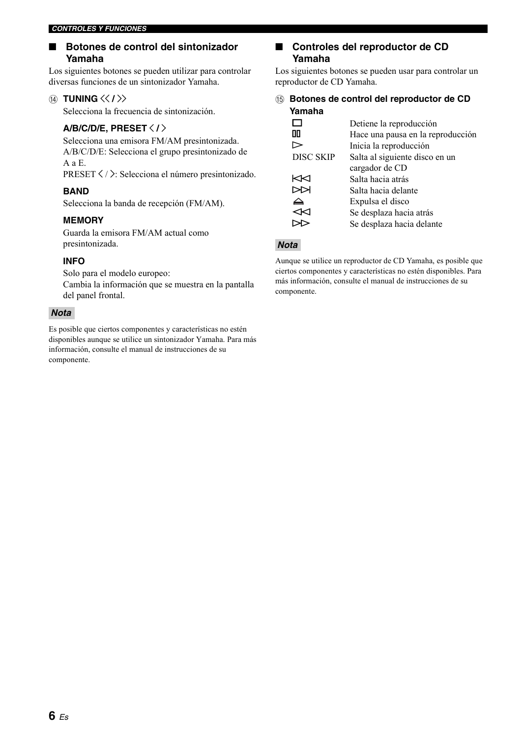## ■ Botones de control del sintonizador Yamaha

Los siguientes botones se pueden utilizar para controlar diversas funciones de un sintonizador Yamaha.

⑭ **TUNING ⟪ / ⟫**

Selecciona la frecuencia de sintonización.

**A/B/C/D/E, PRESET 〈 / 〉**

Selecciona una emisora FM/AM presintonizada.
A/B/C/D/E: Selecciona el grupo presintonizado de A a E.
PRESET 〈 / 〉: Selecciona el número presintonizado.

**BAND**

Selecciona la banda de recepción (FM/AM).

**MEMORY**

Guarda la emisora FM/AM actual como presintonizada.

**INFO**

Solo para el modelo europeo:
Cambia la información que se muestra en la pantalla del panel frontal.

***Nota***

Es posible que ciertos componentes y características no estén disponibles aunque se utilice un sintonizador Yamaha. Para más información, consulte el manual de instrucciones de su componente.

## ■ Controles del reproductor de CD Yamaha

Los siguientes botones se pueden usar para controlar un reproductor de CD Yamaha.

⑮ **Botones de control del reproductor de CD Yamaha**

| | |
|---|---|
| □ | Detiene la reproducción |
| ▯▯ | Hace una pausa en la reproducción |
| ▷ | Inicia la reproducción |
| DISC SKIP | Salta al siguiente disco en un cargador de CD |
| ⏮ | Salta hacia atrás |
| ⏭ | Salta hacia delante |
| ⏏ | Expulsa el disco |
| ◁◁ | Se desplaza hacia atrás |
| ▷▷ | Se desplaza hacia delante |

***Nota***

Aunque se utilice un reproductor de CD Yamaha, es posible que ciertos componentes y características no estén disponibles. Para más información, consulte el manual de instrucciones de su componente.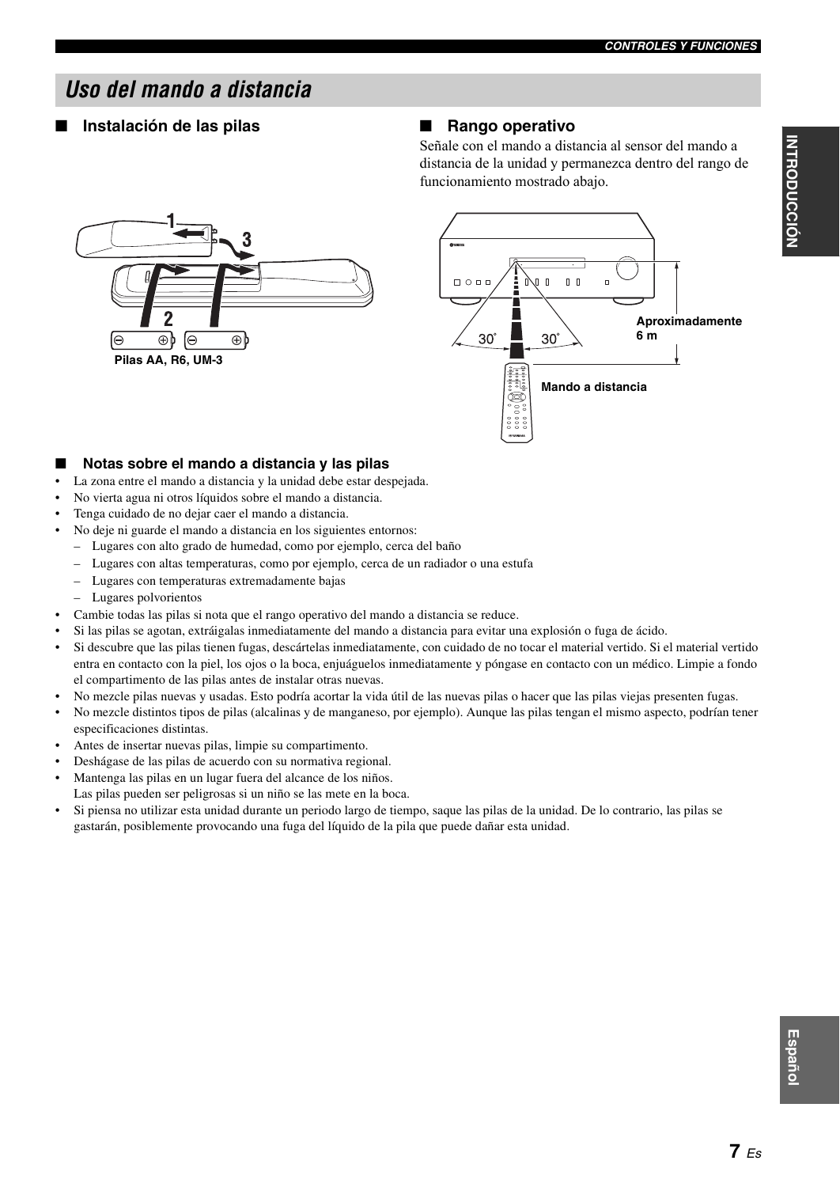# Uso del mando a distancia

## ■ Instalación de las pilas

Pilas AA, R6, UM-3

## ■ Rango operativo

Señale con el mando a distancia al sensor del mando a distancia de la unidad y permanezca dentro del rango de funcionamiento mostrado abajo.

30° 30°

Aproximadamente 6 m

Mando a distancia

## ■ Notas sobre el mando a distancia y las pilas

- La zona entre el mando a distancia y la unidad debe estar despejada.
- No vierta agua ni otros líquidos sobre el mando a distancia.
- Tenga cuidado de no dejar caer el mando a distancia.
- No deje ni guarde el mando a distancia en los siguientes entornos:
  - Lugares con alto grado de humedad, como por ejemplo, cerca del baño
  - Lugares con altas temperaturas, como por ejemplo, cerca de un radiador o una estufa
  - Lugares con temperaturas extremadamente bajas
  - Lugares polvorientos
- Cambie todas las pilas si nota que el rango operativo del mando a distancia se reduce.
- Si las pilas se agotan, extráigalas inmediatamente del mando a distancia para evitar una explosión o fuga de ácido.
- Si descubre que las pilas tienen fugas, descártelas inmediatamente, con cuidado de no tocar el material vertido. Si el material vertido entra en contacto con la piel, los ojos o la boca, enjuáguelos inmediatamente y póngase en contacto con un médico. Limpie a fondo el compartimento de las pilas antes de instalar otras nuevas.
- No mezcle pilas nuevas y usadas. Esto podría acortar la vida útil de las nuevas pilas o hacer que las pilas viejas presenten fugas.
- No mezcle distintos tipos de pilas (alcalinas y de manganeso, por ejemplo). Aunque las pilas tengan el mismo aspecto, podrían tener especificaciones distintas.
- Antes de insertar nuevas pilas, limpie su compartimento.
- Deshágase de las pilas de acuerdo con su normativa regional.
- Mantenga las pilas en un lugar fuera del alcance de los niños.
  Las pilas pueden ser peligrosas si un niño se las mete en la boca.
- Si piensa no utilizar esta unidad durante un periodo largo de tiempo, saque las pilas de la unidad. De lo contrario, las pilas se gastarán, posiblemente provocando una fuga del líquido de la pila que puede dañar esta unidad.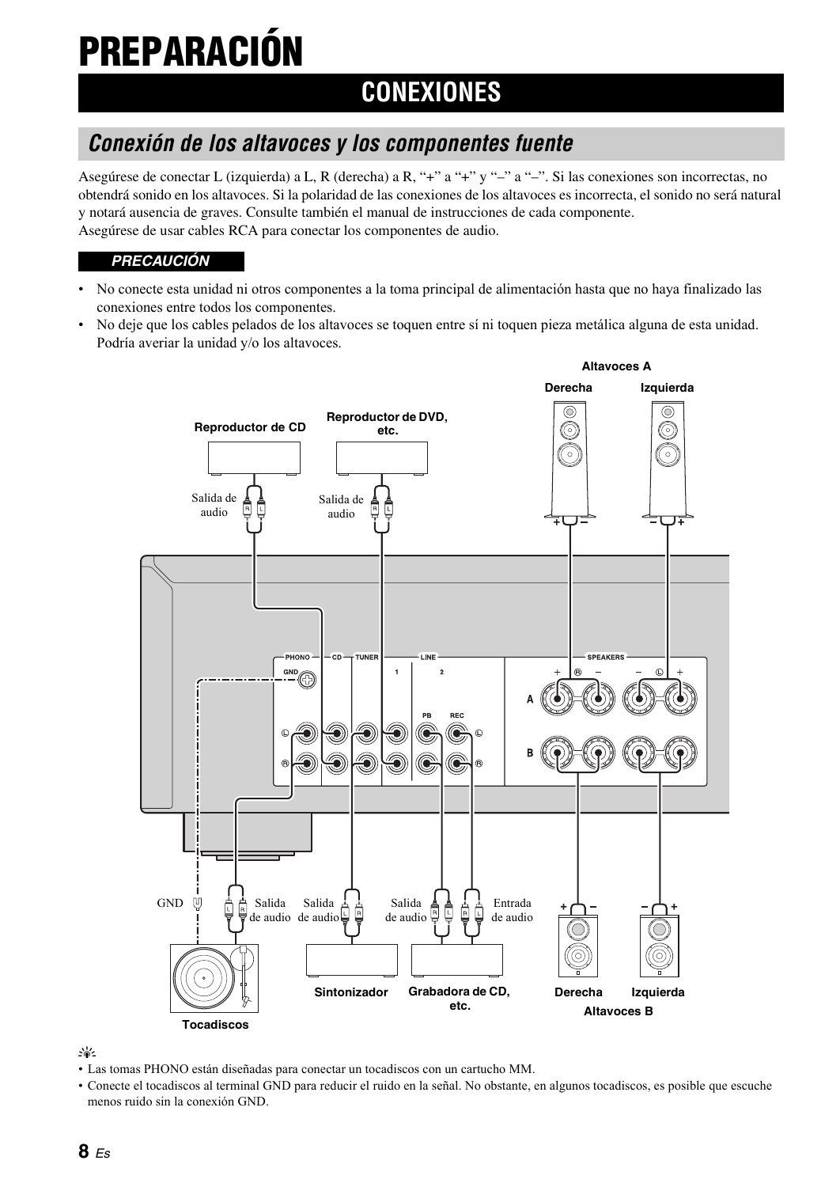# PREPARACIÓN

## CONEXIONES

### Conexión de los altavoces y los componentes fuente

Asegúrese de conectar L (izquierda) a L, R (derecha) a R, "+" a "+" y "–" a "–". Si las conexiones son incorrectas, no obtendrá sonido en los altavoces. Si la polaridad de las conexiones de los altavoces es incorrecta, el sonido no será natural y notará ausencia de graves. Consulte también el manual de instrucciones de cada componente.
Asegúrese de usar cables RCA para conectar los componentes de audio.

**PRECAUCIÓN**

- No conecte esta unidad ni otros componentes a la toma principal de alimentación hasta que no haya finalizado las conexiones entre todos los componentes.
- No deje que los cables pelados de los altavoces se toquen entre sí ni toquen pieza metálica alguna de esta unidad. Podría averiar la unidad y/o los altavoces.

Altavoces A
Derecha  Izquierda

Reproductor de CD
Reproductor de DVD, etc.
Salida de audio
Salida de audio

PHONO  CD  TUNER  LINE  SPEAKERS
GND
1  2
PB  REC
A
B

GND  Salida de audio  Salida de audio  Salida de audio  Entrada de audio

Sintonizador
Grabadora de CD, etc.
Derecha  Izquierda
Altavoces B
Tocadiscos

- Las tomas PHONO están diseñadas para conectar un tocadiscos con un cartucho MM.
- Conecte el tocadiscos al terminal GND para reducir el ruido en la señal. No obstante, en algunos tocadiscos, es posible que escuche menos ruido sin la conexión GND.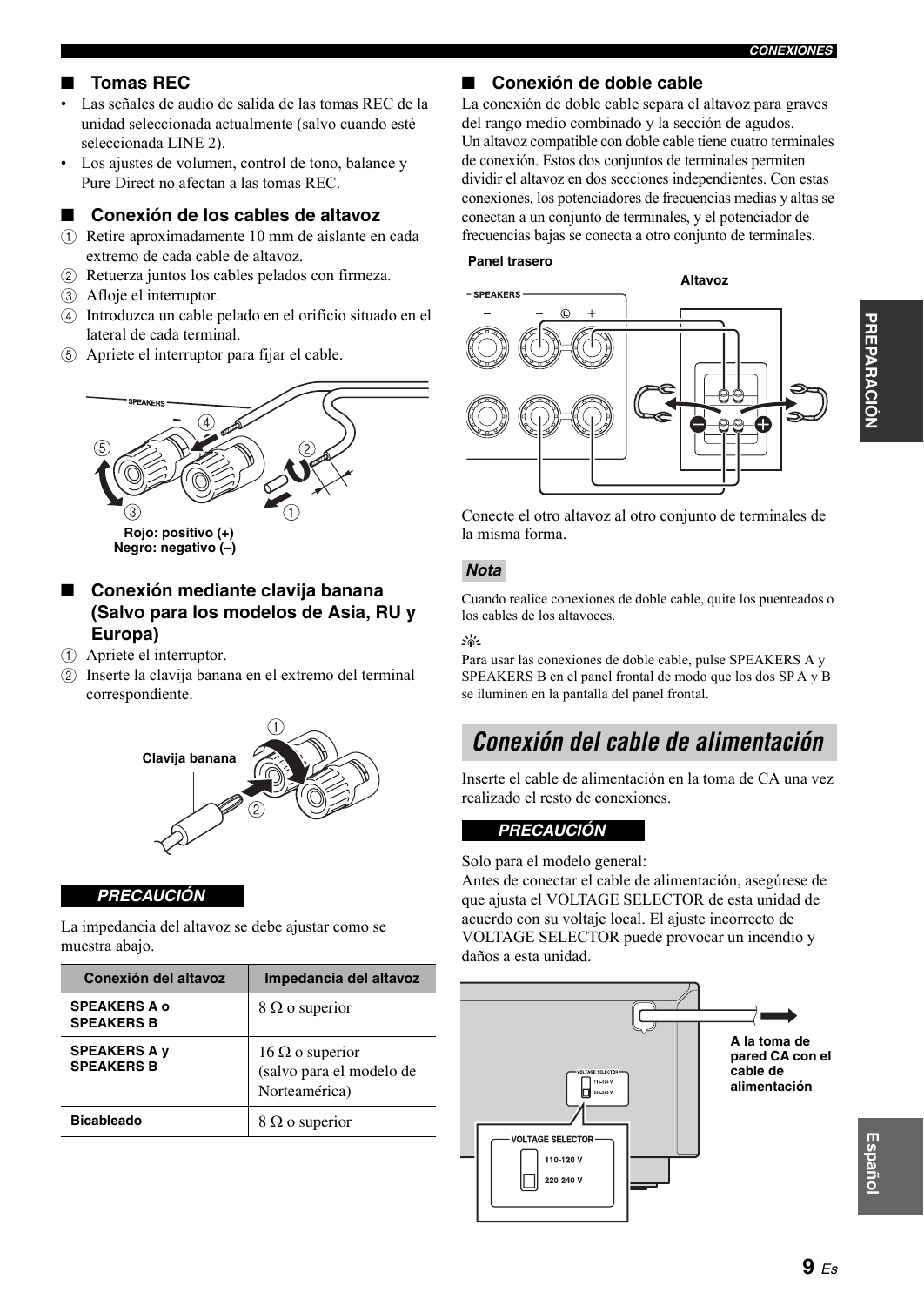## Tomas REC

- Las señales de audio de salida de las tomas REC de la unidad seleccionada actualmente (salvo cuando esté seleccionada LINE 2).
- Los ajustes de volumen, control de tono, balance y Pure Direct no afectan a las tomas REC.

## Conexión de los cables de altavoz

1. Retire aproximadamente 10 mm de aislante en cada extremo de cada cable de altavoz.
2. Retuerza juntos los cables pelados con firmeza.
3. Afloje el interruptor.
4. Introduzca un cable pelado en el orificio situado en el lateral de cada terminal.
5. Apriete el interruptor para fijar el cable.

**Rojo: positivo (+)**
**Negro: negativo (–)**

## Conexión mediante clavija banana (Salvo para los modelos de Asia, RU y Europa)

1. Apriete el interruptor.
2. Inserte la clavija banana en el extremo del terminal correspondiente.

**Clavija banana**

**PRECAUCIÓN**

La impedancia del altavoz se debe ajustar como se muestra abajo.

| Conexión del altavoz | Impedancia del altavoz |
|---|---|
| **SPEAKERS A o SPEAKERS B** | 8 Ω o superior |
| **SPEAKERS A y SPEAKERS B** | 16 Ω o superior (salvo para el modelo de Norteamérica) |
| **Bicableado** | 8 Ω o superior |

## Conexión de doble cable

La conexión de doble cable separa el altavoz para graves del rango medio combinado y la sección de agudos.
Un altavoz compatible con doble cable tiene cuatro terminales de conexión. Estos dos conjuntos de terminales permiten dividir el altavoz en dos secciones independientes. Con estas conexiones, los potenciadores de frecuencias medias y altas se conectan a un conjunto de terminales, y el potenciador de frecuencias bajas se conecta a otro conjunto de terminales.

**Panel trasero** **Altavoz**

Conecte el otro altavoz al otro conjunto de terminales de la misma forma.

**Nota**

Cuando realice conexiones de doble cable, quite los puenteados o los cables de los altavoces.

Para usar las conexiones de doble cable, pulse SPEAKERS A y SPEAKERS B en el panel frontal de modo que los dos SP A y B se iluminen en la pantalla del panel frontal.

# Conexión del cable de alimentación

Inserte el cable de alimentación en la toma de CA una vez realizado el resto de conexiones.

**PRECAUCIÓN**

Solo para el modelo general:
Antes de conectar el cable de alimentación, asegúrese de que ajusta el VOLTAGE SELECTOR de esta unidad de acuerdo con su voltaje local. El ajuste incorrecto de VOLTAGE SELECTOR puede provocar un incendio y daños a esta unidad.

**A la toma de pared CA con el cable de alimentación**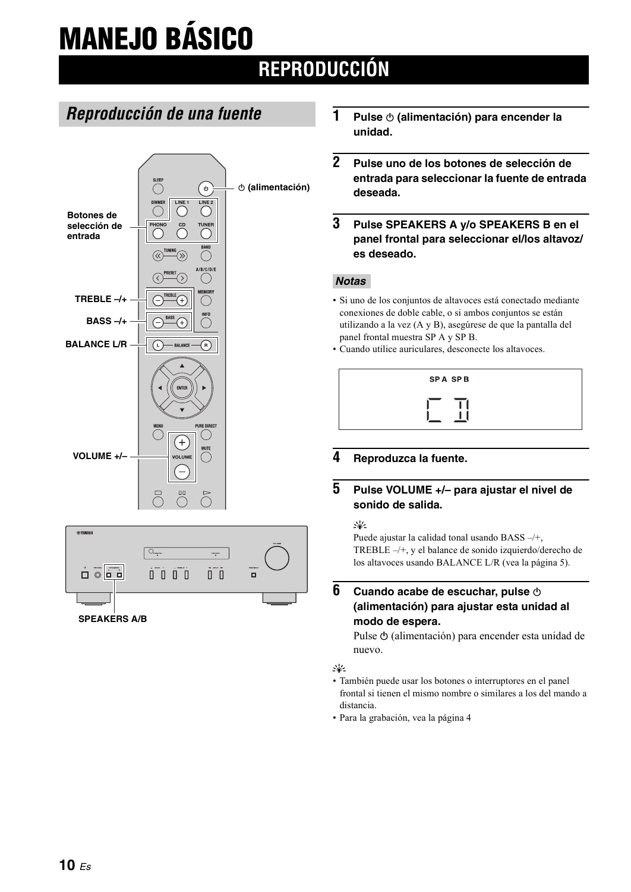# MANEJO BÁSICO

## REPRODUCCIÓN

### *Reproducción de una fuente*

Botones de selección de entrada

⏻ (alimentación)

TREBLE –/+

BASS –/+

BALANCE L/R

VOLUME +/–

SPEAKERS A/B

**1 Pulse ⏻ (alimentación) para encender la unidad.**

**2 Pulse uno de los botones de selección de entrada para seleccionar la fuente de entrada deseada.**

**3 Pulse SPEAKERS A y/o SPEAKERS B en el panel frontal para seleccionar el/los altavoz/es deseado.**

***Notas***

- Si uno de los conjuntos de altavoces está conectado mediante conexiones de doble cable, o si ambos conjuntos se están utilizando a la vez (A y B), asegúrese de que la pantalla del panel frontal muestra SP A y SP B.
- Cuando utilice auriculares, desconecte los altavoces.

SP A SP B

CD

**4 Reproduzca la fuente.**

**5 Pulse VOLUME +/– para ajustar el nivel de sonido de salida.**

Puede ajustar la calidad tonal usando BASS –/+, TREBLE –/+, y el balance de sonido izquierdo/derecho de los altavoces usando BALANCE L/R (vea la página 5).

**6 Cuando acabe de escuchar, pulse ⏻ (alimentación) para ajustar esta unidad al modo de espera.**

Pulse ⏻ (alimentación) para encender esta unidad de nuevo.

- También puede usar los botones o interruptores en el panel frontal si tienen el mismo nombre o similares a los del mando a distancia.
- Para la grabación, vea la página 4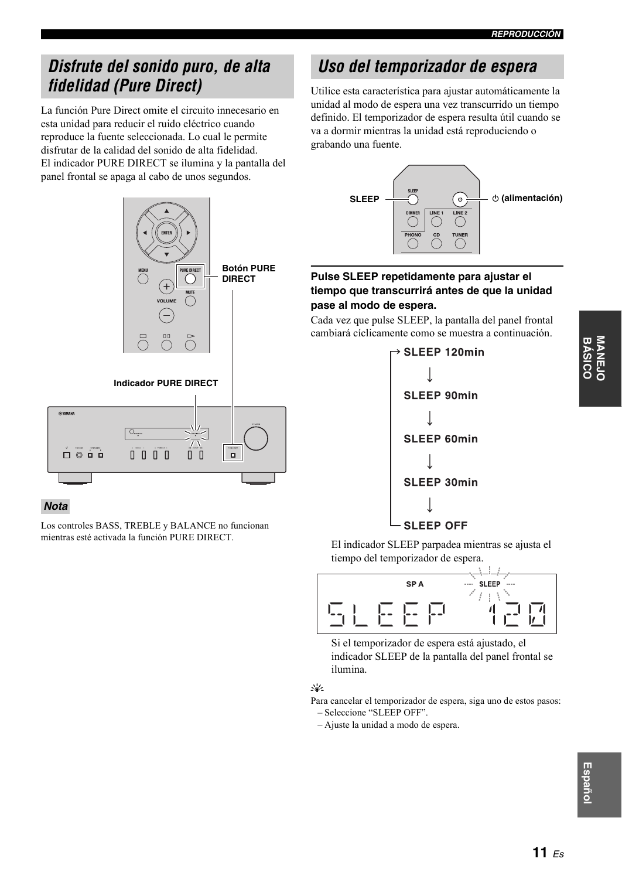## Disfrute del sonido puro, de alta fidelidad (Pure Direct)

La función Pure Direct omite el circuito innecesario en esta unidad para reducir el ruido eléctrico cuando reproduce la fuente seleccionada. Lo cual le permite disfrutar de la calidad del sonido de alta fidelidad.
El indicador PURE DIRECT se ilumina y la pantalla del panel frontal se apaga al cabo de unos segundos.

Botón PURE DIRECT

Indicador PURE DIRECT

### Nota

Los controles BASS, TREBLE y BALANCE no funcionan mientras esté activada la función PURE DIRECT.

## Uso del temporizador de espera

Utilice esta característica para ajustar automáticamente la unidad al modo de espera una vez transcurrido un tiempo definido. El temporizador de espera resulta útil cuando se va a dormir mientras la unidad está reproduciendo o grabando una fuente.

SLEEP

⏻ (alimentación)

**Pulse SLEEP repetidamente para ajustar el tiempo que transcurrirá antes de que la unidad pase al modo de espera.**

Cada vez que pulse SLEEP, la pantalla del panel frontal cambiará cíclicamente como se muestra a continuación.

SLEEP 120min
↓
SLEEP 90min
↓
SLEEP 60min
↓
SLEEP 30min
↓
SLEEP OFF

El indicador SLEEP parpadea mientras se ajusta el tiempo del temporizador de espera.

Si el temporizador de espera está ajustado, el indicador SLEEP de la pantalla del panel frontal se ilumina.

Para cancelar el temporizador de espera, siga uno de estos pasos:
- Seleccione "SLEEP OFF".
- Ajuste la unidad a modo de espera.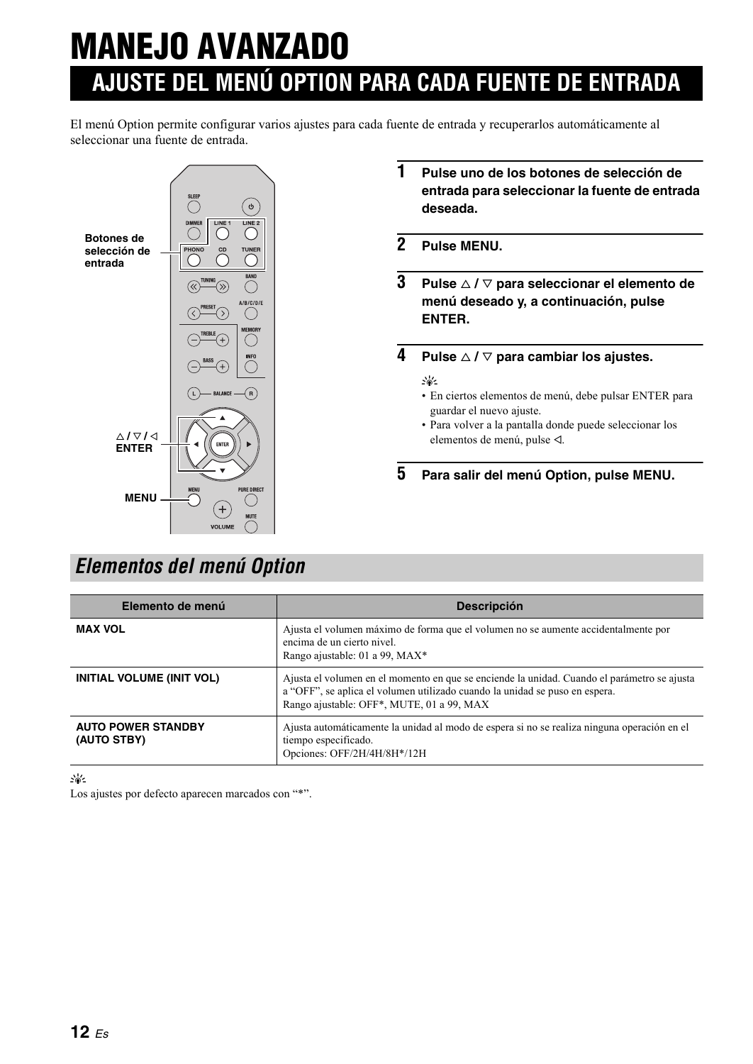# MANEJO AVANZADO

## AJUSTE DEL MENÚ OPTION PARA CADA FUENTE DE ENTRADA

El menú Option permite configurar varios ajustes para cada fuente de entrada y recuperarlos automáticamente al seleccionar una fuente de entrada.

Botones de selección de entrada

△ / ▽ / ◁
ENTER

MENU

**1** **Pulse uno de los botones de selección de entrada para seleccionar la fuente de entrada deseada.**

**2** **Pulse MENU.**

**3** **Pulse △ / ▽ para seleccionar el elemento de menú deseado y, a continuación, pulse ENTER.**

**4** **Pulse △ / ▽ para cambiar los ajustes.**

- En ciertos elementos de menú, debe pulsar ENTER para guardar el nuevo ajuste.
- Para volver a la pantalla donde puede seleccionar los elementos de menú, pulse ◁.

**5** **Para salir del menú Option, pulse MENU.**

### *Elementos del menú Option*

| Elemento de menú | Descripción |
|---|---|
| **MAX VOL** | Ajusta el volumen máximo de forma que el volumen no se aumente accidentalmente por encima de un cierto nivel.<br>Rango ajustable: 01 a 99, MAX* |
| **INITIAL VOLUME (INIT VOL)** | Ajusta el volumen en el momento en que se enciende la unidad. Cuando el parámetro se ajusta a “OFF”, se aplica el volumen utilizado cuando la unidad se puso en espera.<br>Rango ajustable: OFF*, MUTE, 01 a 99, MAX |
| **AUTO POWER STANDBY (AUTO STBY)** | Ajusta automáticamente la unidad al modo de espera si no se realiza ninguna operación en el tiempo especificado.<br>Opciones: OFF/2H/4H/8H*/12H |

Los ajustes por defecto aparecen marcados con “*”.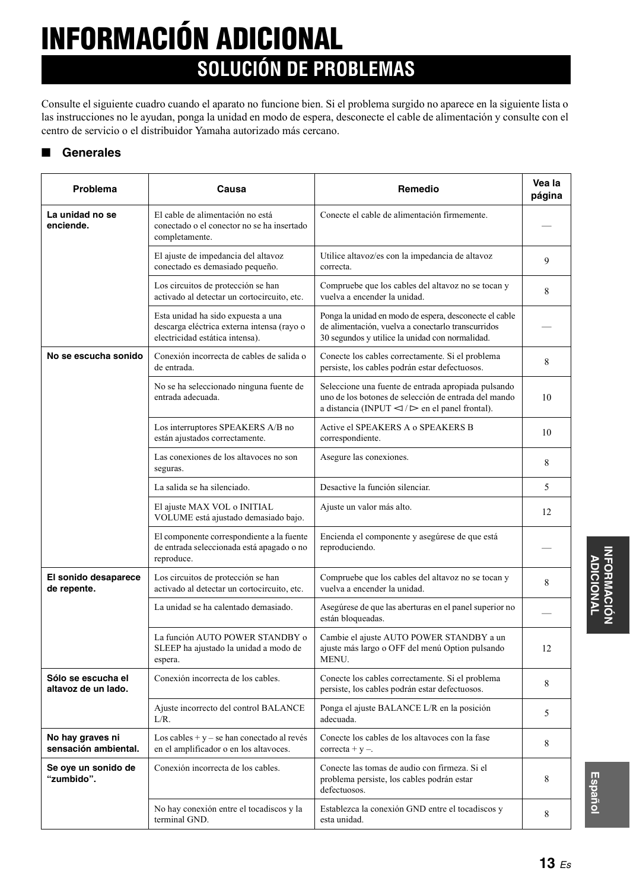# INFORMACIÓN ADICIONAL

## SOLUCIÓN DE PROBLEMAS

Consulte el siguiente cuadro cuando el aparato no funcione bien. Si el problema surgido no aparece en la siguiente lista o las instrucciones no le ayudan, ponga la unidad en modo de espera, desconecte el cable de alimentación y consulte con el centro de servicio o el distribuidor Yamaha autorizado más cercano.

### ■ Generales

| Problema | Causa | Remedio | Vea la página |
|---|---|---|---|
| **La unidad no se enciende.** | El cable de alimentación no está conectado o el conector no se ha insertado completamente. | Conecte el cable de alimentación firmemente. | — |
| | El ajuste de impedancia del altavoz conectado es demasiado pequeño. | Utilice altavoz/es con la impedancia de altavoz correcta. | 9 |
| | Los circuitos de protección se han activado al detectar un cortocircuito, etc. | Compruebe que los cables del altavoz no se tocan y vuelva a encender la unidad. | 8 |
| | Esta unidad ha sido expuesta a una descarga eléctrica externa intensa (rayo o electricidad estática intensa). | Ponga la unidad en modo de espera, desconecte el cable de alimentación, vuelva a conectarlo transcurridos 30 segundos y utilice la unidad con normalidad. | — |
| **No se escucha sonido** | Conexión incorrecta de cables de salida o de entrada. | Conecte los cables correctamente. Si el problema persiste, los cables podrán estar defectuosos. | 8 |
| | No se ha seleccionado ninguna fuente de entrada adecuada. | Seleccione una fuente de entrada apropiada pulsando uno de los botones de selección de entrada del mando a distancia (INPUT ◁ / ▷ en el panel frontal). | 10 |
| | Los interruptores SPEAKERS A/B no están ajustados correctamente. | Active el SPEAKERS A o SPEAKERS B correspondiente. | 10 |
| | Las conexiones de los altavoces no son seguras. | Asegure las conexiones. | 8 |
| | La salida se ha silenciado. | Desactive la función silenciar. | 5 |
| | El ajuste MAX VOL o INITIAL VOLUME está ajustado demasiado bajo. | Ajuste un valor más alto. | 12 |
| | El componente correspondiente a la fuente de entrada seleccionada está apagado o no reproduce. | Encienda el componente y asegúrese de que está reproduciendo. | — |
| **El sonido desaparece de repente.** | Los circuitos de protección se han activado al detectar un cortocircuito, etc. | Compruebe que los cables del altavoz no se tocan y vuelva a encender la unidad. | 8 |
| | La unidad se ha calentado demasiado. | Asegúrese de que las aberturas en el panel superior no están bloqueadas. | — |
| | La función AUTO POWER STANDBY o SLEEP ha ajustado la unidad a modo de espera. | Cambie el ajuste AUTO POWER STANDBY a un ajuste más largo o OFF del menú Option pulsando MENU. | 12 |
| **Sólo se escucha el altavoz de un lado.** | Conexión incorrecta de los cables. | Conecte los cables correctamente. Si el problema persiste, los cables podrán estar defectuosos. | 8 |
| | Ajuste incorrecto del control BALANCE L/R. | Ponga el ajuste BALANCE L/R en la posición adecuada. | 5 |
| **No hay graves ni sensación ambiental.** | Los cables + y – se han conectado al revés en el amplificador o en los altavoces. | Conecte los cables de los altavoces con la fase correcta + y –. | 8 |
| **Se oye un sonido de "zumbido".** | Conexión incorrecta de los cables. | Conecte las tomas de audio con firmeza. Si el problema persiste, los cables podrán estar defectuosos. | 8 |
| | No hay conexión entre el tocadiscos y la terminal GND. | Establezca la conexión GND entre el tocadiscos y esta unidad. | 8 |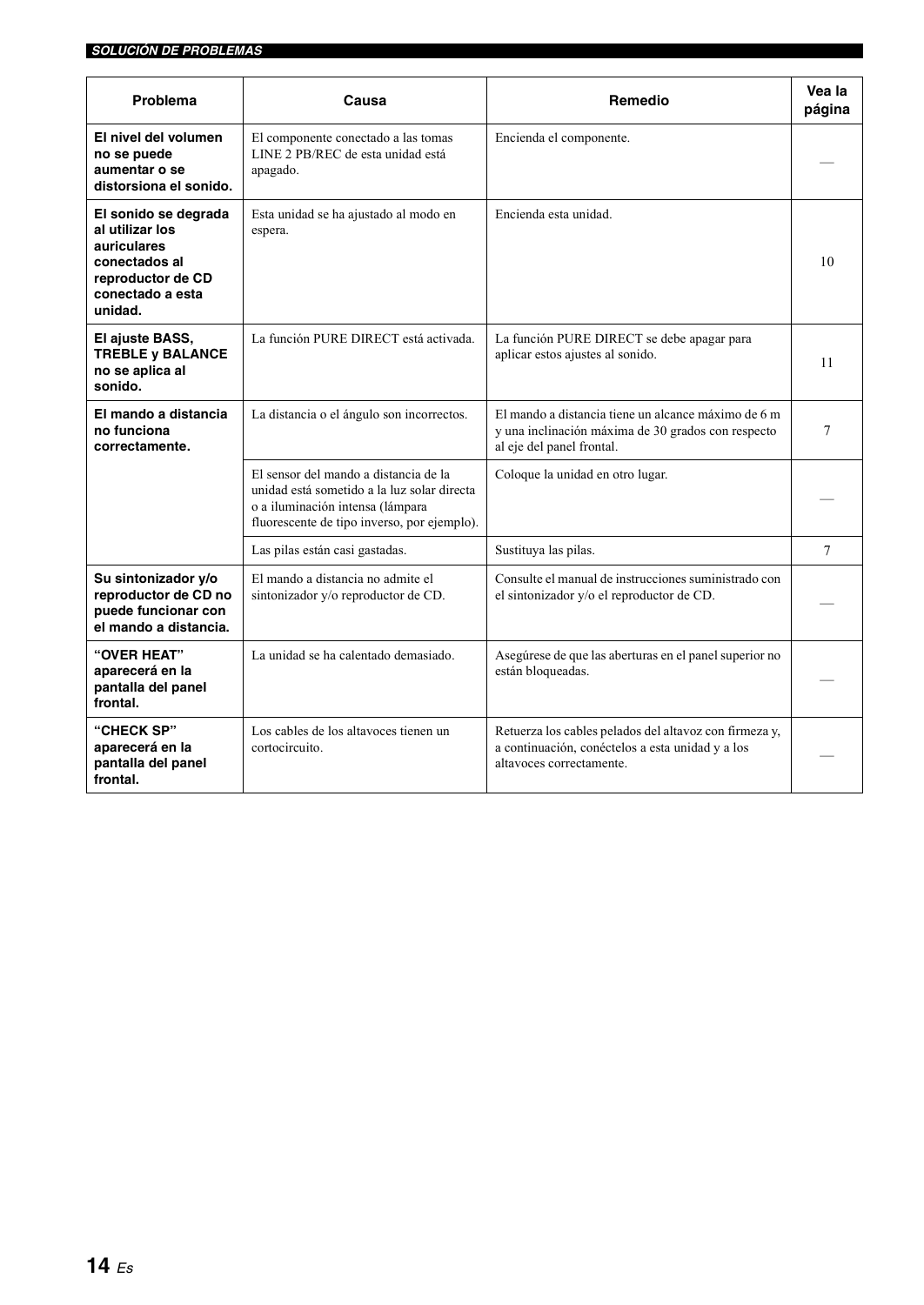| Problema | Causa | Remedio | Vea la página |
|---|---|---|---|
| **El nivel del volumen no se puede aumentar o se distorsiona el sonido.** | El componente conectado a las tomas LINE 2 PB/REC de esta unidad está apagado. | Encienda el componente. | — |
| **El sonido se degrada al utilizar los auriculares conectados al reproductor de CD conectado a esta unidad.** | Esta unidad se ha ajustado al modo en espera. | Encienda esta unidad. | 10 |
| **El ajuste BASS, TREBLE y BALANCE no se aplica al sonido.** | La función PURE DIRECT está activada. | La función PURE DIRECT se debe apagar para aplicar estos ajustes al sonido. | 11 |
| **El mando a distancia no funciona correctamente.** | La distancia o el ángulo son incorrectos. | El mando a distancia tiene un alcance máximo de 6 m y una inclinación máxima de 30 grados con respecto al eje del panel frontal. | 7 |
| | El sensor del mando a distancia de la unidad está sometido a la luz solar directa o a iluminación intensa (lámpara fluorescente de tipo inverso, por ejemplo). | Coloque la unidad en otro lugar. | — |
| | Las pilas están casi gastadas. | Sustituya las pilas. | 7 |
| **Su sintonizador y/o reproductor de CD no puede funcionar con el mando a distancia.** | El mando a distancia no admite el sintonizador y/o reproductor de CD. | Consulte el manual de instrucciones suministrado con el sintonizador y/o el reproductor de CD. | — |
| **"OVER HEAT" aparecerá en la pantalla del panel frontal.** | La unidad se ha calentado demasiado. | Asegúrese de que las aberturas en el panel superior no están bloqueadas. | — |
| **"CHECK SP" aparecerá en la pantalla del panel frontal.** | Los cables de los altavoces tienen un cortocircuito. | Retuerza los cables pelados del altavoz con firmeza y, a continuación, conéctelos a esta unidad y a los altavoces correctamente. | — |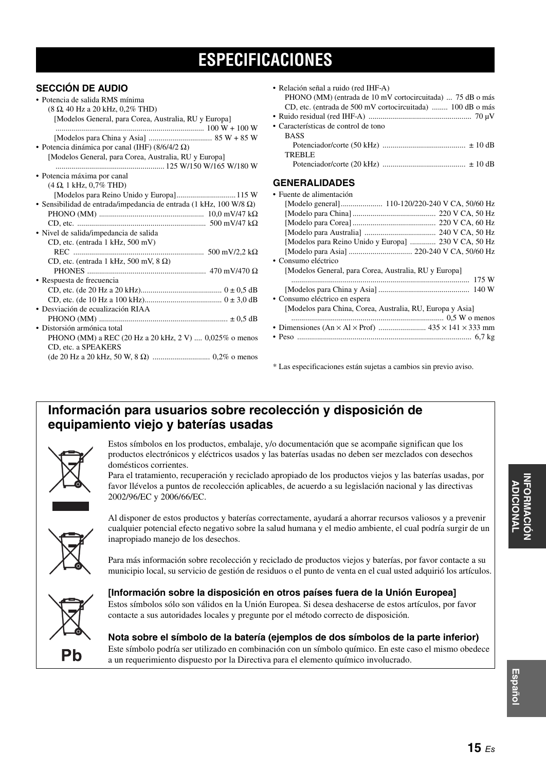# ESPECIFICACIONES

## SECCIÓN DE AUDIO

- Potencia de salida RMS mínima
  (8 Ω, 40 Hz a 20 kHz, 0,2% THD)
  [Modelos General, para Corea, Australia, RU y Europa] ........................................................................ 100 W + 100 W
  [Modelos para China y Asia] ................................ 85 W + 85 W
- Potencia dinámica por canal (IHF) (8/6/4/2 Ω)
  [Modelos General, para Corea, Australia, RU y Europa] ...................................................... 125 W/150 W/165 W/180 W
- Potencia máxima por canal
  (4 Ω, 1 kHz, 0,7% THD)
  [Modelos para Reino Unido y Europa]..............................115 W
- Sensibilidad de entrada/impedancia de entrada (1 kHz, 100 W/8 Ω)
  PHONO (MM) .................................................... 10,0 mV/47 kΩ
  CD, etc. ............................................................... 500 mV/47 kΩ
- Nivel de salida/impedancia de salida
  CD, etc. (entrada 1 kHz, 500 mV)
  REC ................................................................ 500 mV/2,2 kΩ
  CD, etc. (entrada 1 kHz, 500 mV, 8 Ω)
  PHONES .......................................................... 470 mV/470 Ω
- Respuesta de frecuencia
  CD, etc. (de 20 Hz a 20 kHz)........................................ 0 ± 0,5 dB
  CD, etc. (de 10 Hz a 100 kHz)...................................... 0 ± 3,0 dB
- Desviación de ecualización RIAA
  PHONO (MM) ................................................................ ± 0,5 dB
- Distorsión armónica total
  PHONO (MM) a REC (20 Hz a 20 kHz, 2 V) .... 0,025% o menos
  CD, etc. a SPEAKERS
  (de 20 Hz a 20 kHz, 50 W, 8 Ω) ............................ 0,2% o menos
- Relación señal a ruido (red IHF-A)
  PHONO (MM) (entrada de 10 mV cortocircuitada) ... 75 dB o más
  CD, etc. (entrada de 500 mV cortocircuitada) ........ 100 dB o más
- Ruido residual (red IHF-A) ................................................... 70 µV
- Características de control de tono
  BASS
  Potenciador/corte (50 kHz) .......................................... ± 10 dB
  TREBLE
  Potenciador/corte (20 kHz) .......................................... ± 10 dB

## GENERALIDADES

- Fuente de alimentación
  [Modelo general]..................... 110-120/220-240 V CA, 50/60 Hz
  [Modelo para China] .......................................... 220 V CA, 50 Hz
  [Modelo para Corea] .......................................... 220 V CA, 60 Hz
  [Modelo para Australia] .................................... 240 V CA, 50 Hz
  [Modelos para Reino Unido y Europa] ............. 230 V CA, 50 Hz
  [Modelo para Asia] ................................ 220-240 V CA, 50/60 Hz
- Consumo eléctrico
  [Modelos General, para Corea, Australia, RU y Europa] ......................................................................................... 175 W
  [Modelos para China y Asia] ............................................. 140 W
- Consumo eléctrico en espera
  [Modelos para China, Corea, Australia, RU, Europa y Asia] ............................................................................ 0,5 W o menos
- Dimensiones (An × Al × Prof) ........................ 435 × 141 × 333 mm
- Peso ....................................................................................... 6,7 kg

\* Las especificaciones están sujetas a cambios sin previo aviso.

## Información para usuarios sobre recolección y disposición de equipamiento viejo y baterías usadas

Estos símbolos en los productos, embalaje, y/o documentación que se acompañe significan que los productos electrónicos y eléctricos usados y las baterías usadas no deben ser mezclados con desechos domésticos corrientes.

Para el tratamiento, recuperación y reciclado apropiado de los productos viejos y las baterías usadas, por favor llévelos a puntos de recolección aplicables, de acuerdo a su legislación nacional y las directivas 2002/96/EC y 2006/66/EC.

Al disponer de estos productos y baterías correctamente, ayudará a ahorrar recursos valiosos y a prevenir cualquier potencial efecto negativo sobre la salud humana y el medio ambiente, el cual podría surgir de un inapropiado manejo de los desechos.

Para más información sobre recolección y reciclado de productos viejos y baterías, por favor contacte a su municipio local, su servicio de gestión de residuos o el punto de venta en el cual usted adquirió los artículos.

**[Información sobre la disposición en otros países fuera de la Unión Europea]**

Estos símbolos sólo son válidos en la Unión Europea. Si desea deshacerse de estos artículos, por favor contacte a sus autoridades locales y pregunte por el método correcto de disposición.

**Nota sobre el símbolo de la batería (ejemplos de dos símbolos de la parte inferior)**

Este símbolo podría ser utilizado en combinación con un símbolo químico. En este caso el mismo obedece a un requerimiento dispuesto por la Directiva para el elemento químico involucrado.

Pb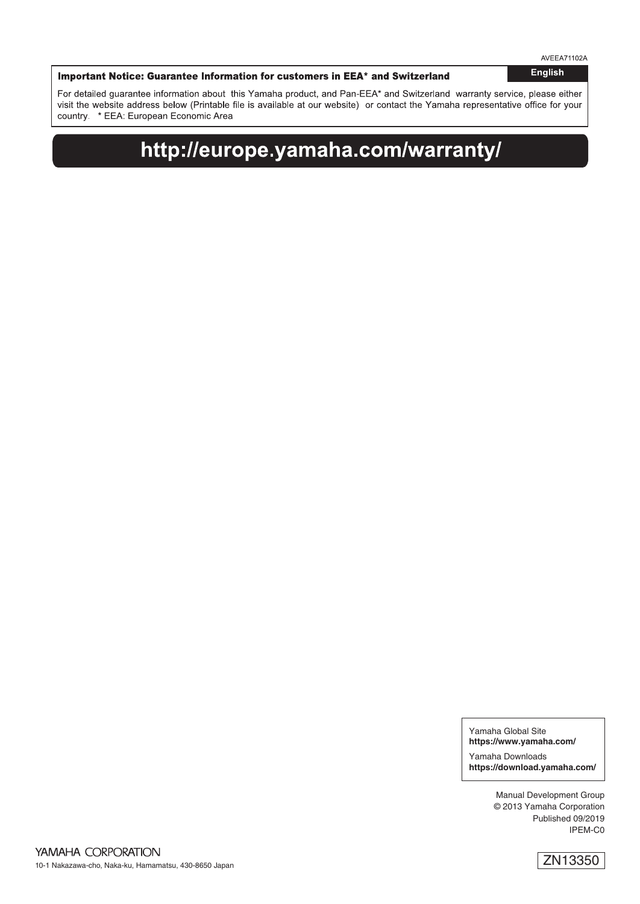AVEEA71102A

**Important Notice: Guarantee Information for customers in EEA* and Switzerland**

**English**

For detailed guarantee information about this Yamaha product, and Pan-EEA* and Switzerland warranty service, please either visit the website address below (Printable file is available at our website) or contact the Yamaha representative office for your country. * EEA: European Economic Area

# http://europe.yamaha.com/warranty/

Yamaha Global Site
**https://www.yamaha.com/**

Yamaha Downloads
**https://download.yamaha.com/**

Manual Development Group
© 2013 Yamaha Corporation
Published 09/2019
IPEM-C0

YAMAHA CORPORATION
10-1 Nakazawa-cho, Naka-ku, Hamamatsu, 430-8650 Japan

ZN13350